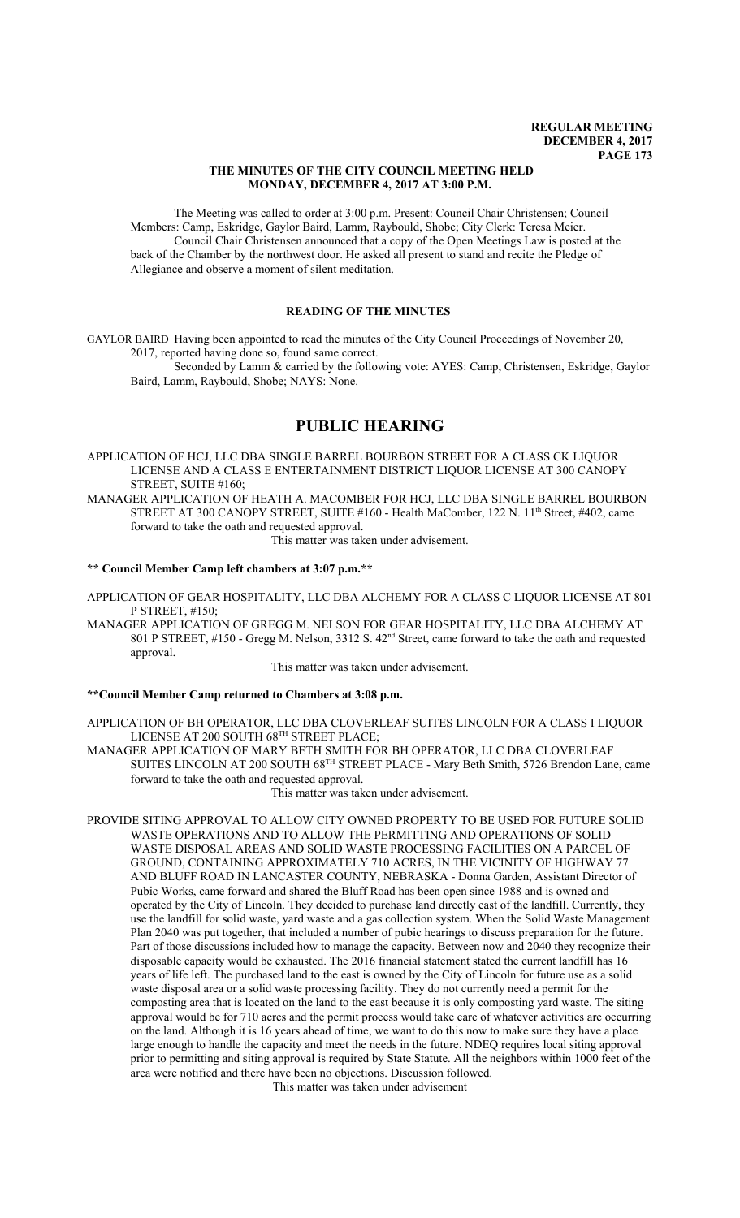# THE MINUTES OF THE CITY COUNCIL MEETING HELD MONDAY, DECEMBER 4, 2017 AT 3:00 P.M.

The Meeting was called to order at 3:00 p.m. Present: Council Chair Christensen; Council Members: Camp, Eskridge, Gaylor Baird, Lamm, Raybould, Shobe; City Clerk: Teresa Meier.

Council Chair Christensen announced that a copy of the Open Meetings Law is posted at the back of the Chamber by the northwest door. He asked all present to stand and recite the Pledge of Allegiance and observe a moment of silent meditation.

## READING OF THE MINUTES

GAYLOR BAIRD Having been appointed to read the minutes of the City Council Proceedings of November 20, 2017, reported having done so, found same correct.

Seconded by Lamm & carried by the following vote: AYES: Camp, Christensen, Eskridge, Gaylor Baird, Lamm, Raybould, Shobe; NAYS: None.

# PUBLIC HEARING

APPLICATION OF HCJ, LLC DBA SINGLE BARREL BOURBON STREET FOR A CLASS CK LIQUOR LICENSE AND A CLASS E ENTERTAINMENT DISTRICT LIQUOR LICENSE AT 300 CANOPY STREET, SUITE #160;

MANAGER APPLICATION OF HEATH A. MACOMBER FOR HCJ, LLC DBA SINGLE BARREL BOURBON STREET AT 300 CANOPY STREET, SUITE #160 - Health MaComber, 122 N. 11th Street, #402, came forward to take the oath and requested approval.

This matter was taken under advisement.

**\*\* Council Member Camp left chambers at 3:07 p.m.\*\***

APPLICATION OF GEAR HOSPITALITY, LLC DBA ALCHEMY FOR A CLASS C LIQUOR LICENSE AT 801 P STREET, #150;

MANAGER APPLICATION OF GREGG M. NELSON FOR GEAR HOSPITALITY, LLC DBA ALCHEMY AT 801 P STREET, #150 - Gregg M. Nelson, 3312 S. 42nd Street, came forward to take the oath and requested approval.

This matter was taken under advisement.

**\*\*Council Member Camp returned to Chambers at 3:08 p.m.**

APPLICATION OF BH OPERATOR, LLC DBA CLOVERLEAF SUITES LINCOLN FOR A CLASS I LIQUOR LICENSE AT 200 SOUTH 68TH STREET PLACE;

MANAGER APPLICATION OF MARY BETH SMITH FOR BH OPERATOR, LLC DBA CLOVERLEAF SUITES LINCOLN AT 200 SOUTH 68TH STREET PLACE - Mary Beth Smith, 5726 Brendon Lane, came forward to take the oath and requested approval.

This matter was taken under advisement.

PROVIDE SITING APPROVAL TO ALLOW CITY OWNED PROPERTY TO BE USED FOR FUTURE SOLID WASTE OPERATIONS AND TO ALLOW THE PERMITTING AND OPERATIONS OF SOLID WASTE DISPOSAL AREAS AND SOLID WASTE PROCESSING FACILITIES ON A PARCEL OF GROUND, CONTAINING APPROXIMATELY 710 ACRES, IN THE VICINITY OF HIGHWAY 77 AND BLUFF ROAD IN LANCASTER COUNTY, NEBRASKA - Donna Garden, Assistant Director of Pubic Works, came forward and shared the Bluff Road has been open since 1988 and is owned and operated by the City of Lincoln. They decided to purchase land directly east of the landfill. Currently, they use the landfill for solid waste, yard waste and a gas collection system. When the Solid Waste Management Plan 2040 was put together, that included a number of pubic hearings to discuss preparation for the future. Part of those discussions included how to manage the capacity. Between now and 2040 they recognize their disposable capacity would be exhausted. The 2016 financial statement stated the current landfill has 16 years of life left. The purchased land to the east is owned by the City of Lincoln for future use as a solid waste disposal area or a solid waste processing facility. They do not currently need a permit for the composting area that is located on the land to the east because it is only composting yard waste. The siting approval would be for 710 acres and the permit process would take care of whatever activities are occurring on the land. Although it is 16 years ahead of time, we want to do this now to make sure they have a place large enough to handle the capacity and meet the needs in the future. NDEQ requires local siting approval prior to permitting and siting approval is required by State Statute. All the neighbors within 1000 feet of the area were notified and there have been no objections. Discussion followed.

This matter was taken under advisement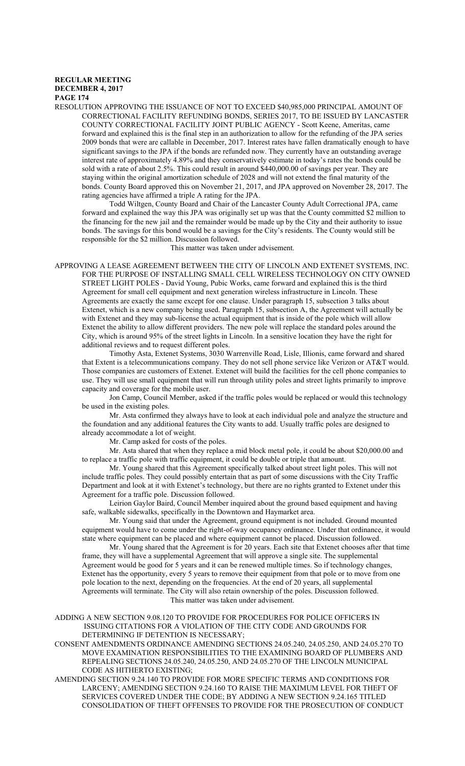**REGULAR MEETING**
**DECEMBER 4, 2017**
**PAGE 174**

RESOLUTION APPROVING THE ISSUANCE OF NOT TO EXCEED $40,985,000 PRINCIPAL AMOUNT OF CORRECTIONAL FACILITY REFUNDING BONDS, SERIES 2017, TO BE ISSUED BY LANCASTER COUNTY CORRECTIONAL FACILITY JOINT PUBLIC AGENCY - Scott Keene, Ameritas, came forward and explained this is the final step in an authorization to allow for the refunding of the JPA series 2009 bonds that were are callable in December, 2017. Interest rates have fallen dramatically enough to have significant savings to the JPA if the bonds are refunded now. They currently have an outstanding average interest rate of approximately 4.89% and they conservatively estimate in today's rates the bonds could be sold with a rate of about 2.5%. This could result in around $440,000.00 of savings per year. They are staying within the original amortization schedule of 2028 and will not extend the final maturity of the bonds. County Board approved this on November 21, 2017, and JPA approved on November 28, 2017. The rating agencies have affirmed a triple A rating for the JPA.

Todd Wiltgen, County Board and Chair of the Lancaster County Adult Correctional JPA, came forward and explained the way this JPA was originally set up was that the County committed $2 million to the financing for the new jail and the remainder would be made up by the City and their authority to issue bonds. The savings for this bond would be a savings for the City's residents. The County would still be responsible for the $2 million. Discussion followed.

This matter was taken under advisement.

APPROVING A LEASE AGREEMENT BETWEEN THE CITY OF LINCOLN AND EXTENET SYSTEMS, INC. FOR THE PURPOSE OF INSTALLING SMALL CELL WIRELESS TECHNOLOGY ON CITY OWNED STREET LIGHT POLES - David Young, Pubic Works, came forward and explained this is the third Agreement for small cell equipment and next generation wireless infrastructure in Lincoln. These Agreements are exactly the same except for one clause. Under paragraph 15, subsection 3 talks about Extenet, which is a new company being used. Paragraph 15, subsection A, the Agreement will actually be with Extenet and they may sub-license the actual equipment that is inside of the pole which will allow Extenet the ability to allow different providers. The new pole will replace the standard poles around the City, which is around 95% of the street lights in Lincoln. In a sensitive location they have the right for additional reviews and to request different poles.

Timothy Asta, Extenet Systems, 3030 Warrenville Road, Lisle, Illionis, came forward and shared that Extent is a telecommunications company. They do not sell phone service like Verizon or AT&T would. Those companies are customers of Extenet. Extenet will build the facilities for the cell phone companies to use. They will use small equipment that will run through utility poles and street lights primarily to improve capacity and coverage for the mobile user.

Jon Camp, Council Member, asked if the traffic poles would be replaced or would this technology be used in the existing poles.

Mr. Asta confirmed they always have to look at each individual pole and analyze the structure and the foundation and any additional features the City wants to add. Usually traffic poles are designed to already accommodate a lot of weight.

Mr. Camp asked for costs of the poles.

Mr. Asta shared that when they replace a mid block metal pole, it could be about $20,000.00 and to replace a traffic pole with traffic equipment, it could be double or triple that amount.

Mr. Young shared that this Agreement specifically talked about street light poles. This will not include traffic poles. They could possibly entertain that as part of some discussions with the City Traffic Department and look at it with Extenet's technology, but there are no rights granted to Extenet under this Agreement for a traffic pole. Discussion followed.

Leirion Gaylor Baird, Council Member inquired about the ground based equipment and having safe, walkable sidewalks, specifically in the Downtown and Haymarket area.

Mr. Young said that under the Agreement, ground equipment is not included. Ground mounted equipment would have to come under the right-of-way occupancy ordinance. Under that ordinance, it would state where equipment can be placed and where equipment cannot be placed. Discussion followed.

Mr. Young shared that the Agreement is for 20 years. Each site that Extenet chooses after that time frame, they will have a supplemental Agreement that will approve a single site. The supplemental Agreement would be good for 5 years and it can be renewed multiple times. So if technology changes, Extenet has the opportunity, every 5 years to remove their equipment from that pole or to move from one pole location to the next, depending on the frequencies. At the end of 20 years, all supplemental Agreements will terminate. The City will also retain ownership of the poles. Discussion followed.

This matter was taken under advisement.

ADDING A NEW SECTION 9.08.120 TO PROVIDE FOR PROCEDURES FOR POLICE OFFICERS IN ISSUING CITATIONS FOR A VIOLATION OF THE CITY CODE AND GROUNDS FOR DETERMINING IF DETENTION IS NECESSARY;

CONSENT AMENDMENTS ORDINANCE AMENDING SECTIONS 24.05.240, 24.05.250, AND 24.05.270 TO MOVE EXAMINATION RESPONSIBILITIES TO THE EXAMINING BOARD OF PLUMBERS AND REPEALING SECTIONS 24.05.240, 24.05.250, AND 24.05.270 OF THE LINCOLN MUNICIPAL CODE AS HITHERTO EXISTING;

AMENDING SECTION 9.24.140 TO PROVIDE FOR MORE SPECIFIC TERMS AND CONDITIONS FOR LARCENY; AMENDING SECTION 9.24.160 TO RAISE THE MAXIMUM LEVEL FOR THEFT OF SERVICES COVERED UNDER THE CODE; BY ADDING A NEW SECTION 9.24.165 TITLED CONSOLIDATION OF THEFT OFFENSES TO PROVIDE FOR THE PROSECUTION OF CONDUCT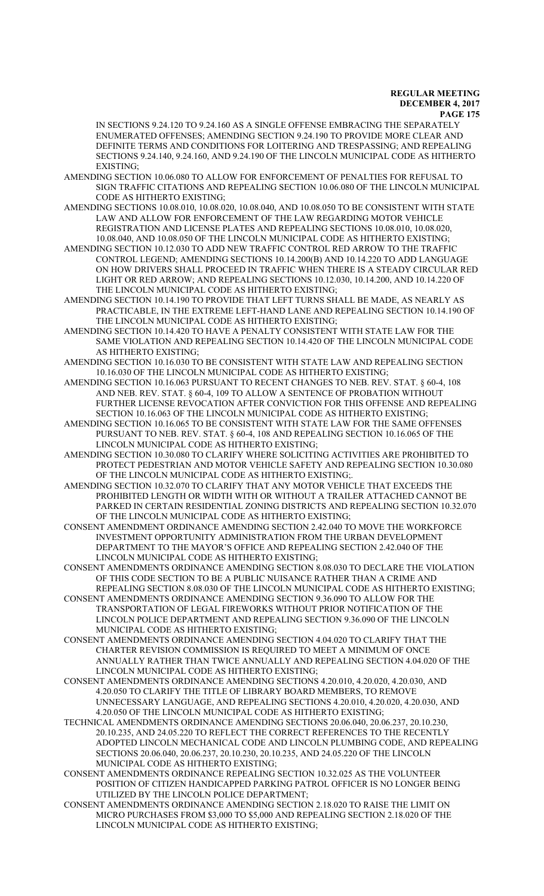IN SECTIONS 9.24.120 TO 9.24.160 AS A SINGLE OFFENSE EMBRACING THE SEPARATELY ENUMERATED OFFENSES; AMENDING SECTION 9.24.190 TO PROVIDE MORE CLEAR AND DEFINITE TERMS AND CONDITIONS FOR LOITERING AND TRESPASSING; AND REPEALING SECTIONS 9.24.140, 9.24.160, AND 9.24.190 OF THE LINCOLN MUNICIPAL CODE AS HITHERTO EXISTING;

AMENDING SECTION 10.06.080 TO ALLOW FOR ENFORCEMENT OF PENALTIES FOR REFUSAL TO SIGN TRAFFIC CITATIONS AND REPEALING SECTION 10.06.080 OF THE LINCOLN MUNICIPAL CODE AS HITHERTO EXISTING;

AMENDING SECTIONS 10.08.010, 10.08.020, 10.08.040, AND 10.08.050 TO BE CONSISTENT WITH STATE LAW AND ALLOW FOR ENFORCEMENT OF THE LAW REGARDING MOTOR VEHICLE REGISTRATION AND LICENSE PLATES AND REPEALING SECTIONS 10.08.010, 10.08.020, 10.08.040, AND 10.08.050 OF THE LINCOLN MUNICIPAL CODE AS HITHERTO EXISTING;

AMENDING SECTION 10.12.030 TO ADD NEW TRAFFIC CONTROL RED ARROW TO THE TRAFFIC CONTROL LEGEND; AMENDING SECTIONS 10.14.200(B) AND 10.14.220 TO ADD LANGUAGE ON HOW DRIVERS SHALL PROCEED IN TRAFFIC WHEN THERE IS A STEADY CIRCULAR RED LIGHT OR RED ARROW; AND REPEALING SECTIONS 10.12.030, 10.14.200, AND 10.14.220 OF THE LINCOLN MUNICIPAL CODE AS HITHERTO EXISTING;

AMENDING SECTION 10.14.190 TO PROVIDE THAT LEFT TURNS SHALL BE MADE, AS NEARLY AS PRACTICABLE, IN THE EXTREME LEFT-HAND LANE AND REPEALING SECTION 10.14.190 OF THE LINCOLN MUNICIPAL CODE AS HITHERTO EXISTING;

AMENDING SECTION 10.14.420 TO HAVE A PENALTY CONSISTENT WITH STATE LAW FOR THE SAME VIOLATION AND REPEALING SECTION 10.14.420 OF THE LINCOLN MUNICIPAL CODE AS HITHERTO EXISTING;

AMENDING SECTION 10.16.030 TO BE CONSISTENT WITH STATE LAW AND REPEALING SECTION 10.16.030 OF THE LINCOLN MUNICIPAL CODE AS HITHERTO EXISTING;

AMENDING SECTION 10.16.063 PURSUANT TO RECENT CHANGES TO NEB. REV. STAT. § 60-4, 108 AND NEB. REV. STAT. § 60-4, 109 TO ALLOW A SENTENCE OF PROBATION WITHOUT FURTHER LICENSE REVOCATION AFTER CONVICTION FOR THIS OFFENSE AND REPEALING SECTION 10.16.063 OF THE LINCOLN MUNICIPAL CODE AS HITHERTO EXISTING;

AMENDING SECTION 10.16.065 TO BE CONSISTENT WITH STATE LAW FOR THE SAME OFFENSES PURSUANT TO NEB. REV. STAT. § 60-4, 108 AND REPEALING SECTION 10.16.065 OF THE LINCOLN MUNICIPAL CODE AS HITHERTO EXISTING;

AMENDING SECTION 10.30.080 TO CLARIFY WHERE SOLICITING ACTIVITIES ARE PROHIBITED TO PROTECT PEDESTRIAN AND MOTOR VEHICLE SAFETY AND REPEALING SECTION 10.30.080 OF THE LINCOLN MUNICIPAL CODE AS HITHERTO EXISTING;.

AMENDING SECTION 10.32.070 TO CLARIFY THAT ANY MOTOR VEHICLE THAT EXCEEDS THE PROHIBITED LENGTH OR WIDTH WITH OR WITHOUT A TRAILER ATTACHED CANNOT BE PARKED IN CERTAIN RESIDENTIAL ZONING DISTRICTS AND REPEALING SECTION 10.32.070 OF THE LINCOLN MUNICIPAL CODE AS HITHERTO EXISTING;

CONSENT AMENDMENT ORDINANCE AMENDING SECTION 2.42.040 TO MOVE THE WORKFORCE INVESTMENT OPPORTUNITY ADMINISTRATION FROM THE URBAN DEVELOPMENT DEPARTMENT TO THE MAYOR'S OFFICE AND REPEALING SECTION 2.42.040 OF THE LINCOLN MUNICIPAL CODE AS HITHERTO EXISTING;

CONSENT AMENDMENTS ORDINANCE AMENDING SECTION 8.08.030 TO DECLARE THE VIOLATION OF THIS CODE SECTION TO BE A PUBLIC NUISANCE RATHER THAN A CRIME AND REPEALING SECTION 8.08.030 OF THE LINCOLN MUNICIPAL CODE AS HITHERTO EXISTING;

CONSENT AMENDMENTS ORDINANCE AMENDING SECTION 9.36.090 TO ALLOW FOR THE TRANSPORTATION OF LEGAL FIREWORKS WITHOUT PRIOR NOTIFICATION OF THE LINCOLN POLICE DEPARTMENT AND REPEALING SECTION 9.36.090 OF THE LINCOLN MUNICIPAL CODE AS HITHERTO EXISTING;

CONSENT AMENDMENTS ORDINANCE AMENDING SECTION 4.04.020 TO CLARIFY THAT THE CHARTER REVISION COMMISSION IS REQUIRED TO MEET A MINIMUM OF ONCE ANNUALLY RATHER THAN TWICE ANNUALLY AND REPEALING SECTION 4.04.020 OF THE LINCOLN MUNICIPAL CODE AS HITHERTO EXISTING;

CONSENT AMENDMENTS ORDINANCE AMENDING SECTIONS 4.20.010, 4.20.020, 4.20.030, AND 4.20.050 TO CLARIFY THE TITLE OF LIBRARY BOARD MEMBERS, TO REMOVE UNNECESSARY LANGUAGE, AND REPEALING SECTIONS 4.20.010, 4.20.020, 4.20.030, AND 4.20.050 OF THE LINCOLN MUNICIPAL CODE AS HITHERTO EXISTING;

TECHNICAL AMENDMENTS ORDINANCE AMENDING SECTIONS 20.06.040, 20.06.237, 20.10.230, 20.10.235, AND 24.05.220 TO REFLECT THE CORRECT REFERENCES TO THE RECENTLY ADOPTED LINCOLN MECHANICAL CODE AND LINCOLN PLUMBING CODE, AND REPEALING SECTIONS 20.06.040, 20.06.237, 20.10.230, 20.10.235, AND 24.05.220 OF THE LINCOLN MUNICIPAL CODE AS HITHERTO EXISTING;

CONSENT AMENDMENTS ORDINANCE REPEALING SECTION 10.32.025 AS THE VOLUNTEER POSITION OF CITIZEN HANDICAPPED PARKING PATROL OFFICER IS NO LONGER BEING UTILIZED BY THE LINCOLN POLICE DEPARTMENT;

CONSENT AMENDMENTS ORDINANCE AMENDING SECTION 2.18.020 TO RAISE THE LIMIT ON MICRO PURCHASES FROM $3,000 TO $5,000 AND REPEALING SECTION 2.18.020 OF THE LINCOLN MUNICIPAL CODE AS HITHERTO EXISTING;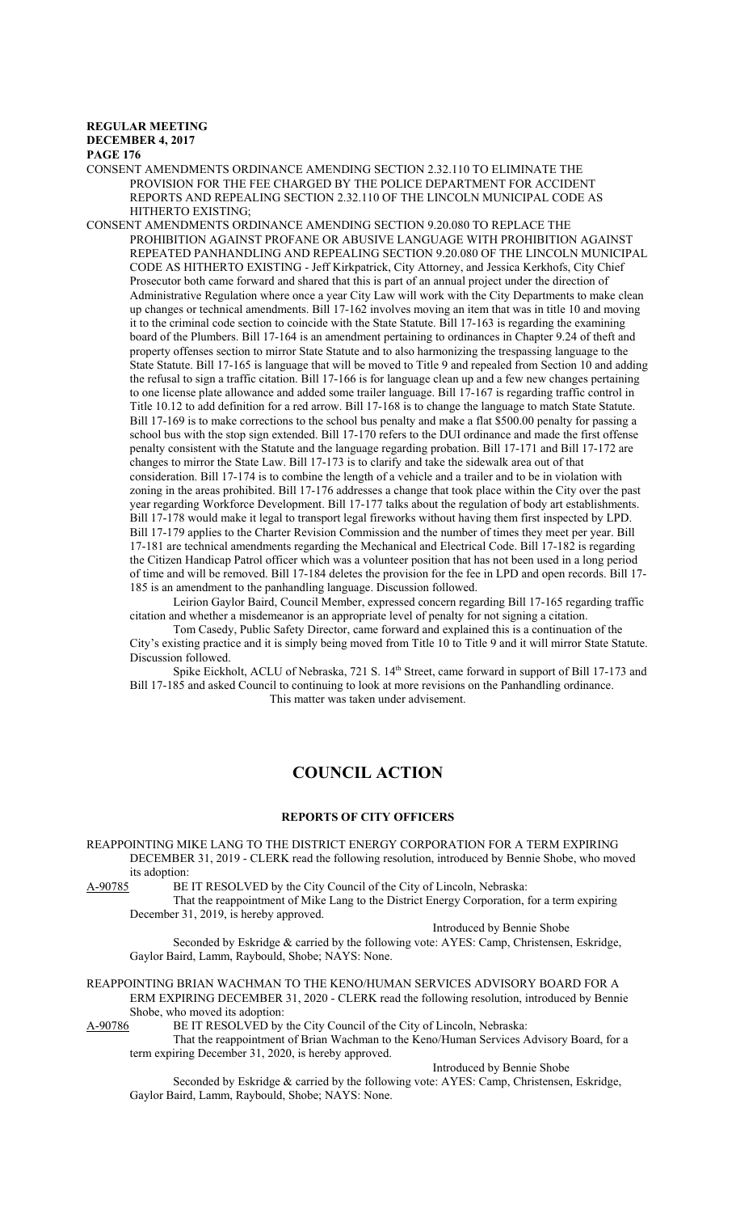CONSENT AMENDMENTS ORDINANCE AMENDING SECTION 2.32.110 TO ELIMINATE THE PROVISION FOR THE FEE CHARGED BY THE POLICE DEPARTMENT FOR ACCIDENT REPORTS AND REPEALING SECTION 2.32.110 OF THE LINCOLN MUNICIPAL CODE AS HITHERTO EXISTING;

CONSENT AMENDMENTS ORDINANCE AMENDING SECTION 9.20.080 TO REPLACE THE PROHIBITION AGAINST PROFANE OR ABUSIVE LANGUAGE WITH PROHIBITION AGAINST REPEATED PANHANDLING AND REPEALING SECTION 9.20.080 OF THE LINCOLN MUNICIPAL CODE AS HITHERTO EXISTING - Jeff Kirkpatrick, City Attorney, and Jessica Kerkhofs, City Chief Prosecutor both came forward and shared that this is part of an annual project under the direction of Administrative Regulation where once a year City Law will work with the City Departments to make clean up changes or technical amendments. Bill 17-162 involves moving an item that was in title 10 and moving it to the criminal code section to coincide with the State Statute. Bill 17-163 is regarding the examining board of the Plumbers. Bill 17-164 is an amendment pertaining to ordinances in Chapter 9.24 of theft and property offenses section to mirror State Statute and to also harmonizing the trespassing language to the State Statute. Bill 17-165 is language that will be moved to Title 9 and repealed from Section 10 and adding the refusal to sign a traffic citation. Bill 17-166 is for language clean up and a few new changes pertaining to one license plate allowance and added some trailer language. Bill 17-167 is regarding traffic control in Title 10.12 to add definition for a red arrow. Bill 17-168 is to change the language to match State Statute. Bill 17-169 is to make corrections to the school bus penalty and make a flat $500.00 penalty for passing a school bus with the stop sign extended. Bill 17-170 refers to the DUI ordinance and made the first offense penalty consistent with the Statute and the language regarding probation. Bill 17-171 and Bill 17-172 are changes to mirror the State Law. Bill 17-173 is to clarify and take the sidewalk area out of that consideration. Bill 17-174 is to combine the length of a vehicle and a trailer and to be in violation with zoning in the areas prohibited. Bill 17-176 addresses a change that took place within the City over the past year regarding Workforce Development. Bill 17-177 talks about the regulation of body art establishments. Bill 17-178 would make it legal to transport legal fireworks without having them first inspected by LPD. Bill 17-179 applies to the Charter Revision Commission and the number of times they meet per year. Bill 17-181 are technical amendments regarding the Mechanical and Electrical Code. Bill 17-182 is regarding the Citizen Handicap Patrol officer which was a volunteer position that has not been used in a long period of time and will be removed. Bill 17-184 deletes the provision for the fee in LPD and open records. Bill 17-185 is an amendment to the panhandling language. Discussion followed.

Leirion Gaylor Baird, Council Member, expressed concern regarding Bill 17-165 regarding traffic citation and whether a misdemeanor is an appropriate level of penalty for not signing a citation.

Tom Casedy, Public Safety Director, came forward and explained this is a continuation of the City's existing practice and it is simply being moved from Title 10 to Title 9 and it will mirror State Statute. Discussion followed.

Spike Eickholt, ACLU of Nebraska, 721 S. 14th Street, came forward in support of Bill 17-173 and Bill 17-185 and asked Council to continuing to look at more revisions on the Panhandling ordinance.

This matter was taken under advisement.

# COUNCIL ACTION

## REPORTS OF CITY OFFICERS

REAPPOINTING MIKE LANG TO THE DISTRICT ENERGY CORPORATION FOR A TERM EXPIRING DECEMBER 31, 2019 - CLERK read the following resolution, introduced by Bennie Shobe, who moved its adoption:

A-90785 BE IT RESOLVED by the City Council of the City of Lincoln, Nebraska:

That the reappointment of Mike Lang to the District Energy Corporation, for a term expiring December 31, 2019, is hereby approved.

Introduced by Bennie Shobe

Seconded by Eskridge & carried by the following vote: AYES: Camp, Christensen, Eskridge, Gaylor Baird, Lamm, Raybould, Shobe; NAYS: None.

REAPPOINTING BRIAN WACHMAN TO THE KENO/HUMAN SERVICES ADVISORY BOARD FOR A ERM EXPIRING DECEMBER 31, 2020 - CLERK read the following resolution, introduced by Bennie Shobe, who moved its adoption:

A-90786 BE IT RESOLVED by the City Council of the City of Lincoln, Nebraska:

That the reappointment of Brian Wachman to the Keno/Human Services Advisory Board, for a term expiring December 31, 2020, is hereby approved.

Introduced by Bennie Shobe

Seconded by Eskridge & carried by the following vote: AYES: Camp, Christensen, Eskridge, Gaylor Baird, Lamm, Raybould, Shobe; NAYS: None.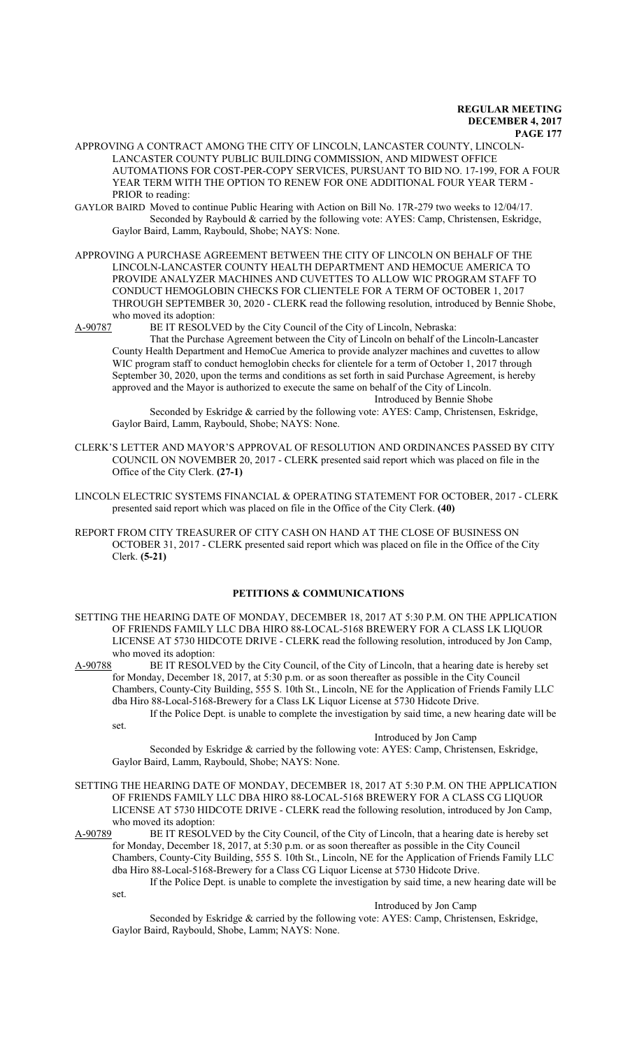APPROVING A CONTRACT AMONG THE CITY OF LINCOLN, LANCASTER COUNTY, LINCOLN-LANCASTER COUNTY PUBLIC BUILDING COMMISSION, AND MIDWEST OFFICE AUTOMATIONS FOR COST-PER-COPY SERVICES, PURSUANT TO BID NO. 17-199, FOR A FOUR YEAR TERM WITH THE OPTION TO RENEW FOR ONE ADDITIONAL FOUR YEAR TERM - PRIOR to reading:

GAYLOR BAIRD Moved to continue Public Hearing with Action on Bill No. 17R-279 two weeks to 12/04/17.
Seconded by Raybould & carried by the following vote: AYES: Camp, Christensen, Eskridge, Gaylor Baird, Lamm, Raybould, Shobe; NAYS: None.

APPROVING A PURCHASE AGREEMENT BETWEEN THE CITY OF LINCOLN ON BEHALF OF THE LINCOLN-LANCASTER COUNTY HEALTH DEPARTMENT AND HEMOCUE AMERICA TO PROVIDE ANALYZER MACHINES AND CUVETTES TO ALLOW WIC PROGRAM STAFF TO CONDUCT HEMOGLOBIN CHECKS FOR CLIENTELE FOR A TERM OF OCTOBER 1, 2017 THROUGH SEPTEMBER 30, 2020 - CLERK read the following resolution, introduced by Bennie Shobe, who moved its adoption:

A-90787 BE IT RESOLVED by the City Council of the City of Lincoln, Nebraska:

That the Purchase Agreement between the City of Lincoln on behalf of the Lincoln-Lancaster County Health Department and HemoCue America to provide analyzer machines and cuvettes to allow WIC program staff to conduct hemoglobin checks for clientele for a term of October 1, 2017 through September 30, 2020, upon the terms and conditions as set forth in said Purchase Agreement, is hereby approved and the Mayor is authorized to execute the same on behalf of the City of Lincoln.

Introduced by Bennie Shobe

Seconded by Eskridge & carried by the following vote: AYES: Camp, Christensen, Eskridge, Gaylor Baird, Lamm, Raybould, Shobe; NAYS: None.

CLERK'S LETTER AND MAYOR'S APPROVAL OF RESOLUTION AND ORDINANCES PASSED BY CITY COUNCIL ON NOVEMBER 20, 2017 - CLERK presented said report which was placed on file in the Office of the City Clerk. **(27-1)**

LINCOLN ELECTRIC SYSTEMS FINANCIAL & OPERATING STATEMENT FOR OCTOBER, 2017 - CLERK presented said report which was placed on file in the Office of the City Clerk. **(40)**

REPORT FROM CITY TREASURER OF CITY CASH ON HAND AT THE CLOSE OF BUSINESS ON OCTOBER 31, 2017 - CLERK presented said report which was placed on file in the Office of the City Clerk. **(5-21)**

## PETITIONS & COMMUNICATIONS

SETTING THE HEARING DATE OF MONDAY, DECEMBER 18, 2017 AT 5:30 P.M. ON THE APPLICATION OF FRIENDS FAMILY LLC DBA HIRO 88-LOCAL-5168 BREWERY FOR A CLASS LK LIQUOR LICENSE AT 5730 HIDCOTE DRIVE - CLERK read the following resolution, introduced by Jon Camp, who moved its adoption:

A-90788 BE IT RESOLVED by the City Council, of the City of Lincoln, that a hearing date is hereby set for Monday, December 18, 2017, at 5:30 p.m. or as soon thereafter as possible in the City Council Chambers, County-City Building, 555 S. 10th St., Lincoln, NE for the Application of Friends Family LLC dba Hiro 88-Local-5168-Brewery for a Class LK Liquor License at 5730 Hidcote Drive.

If the Police Dept. is unable to complete the investigation by said time, a new hearing date will be set.

Introduced by Jon Camp

Seconded by Eskridge & carried by the following vote: AYES: Camp, Christensen, Eskridge, Gaylor Baird, Lamm, Raybould, Shobe; NAYS: None.

SETTING THE HEARING DATE OF MONDAY, DECEMBER 18, 2017 AT 5:30 P.M. ON THE APPLICATION OF FRIENDS FAMILY LLC DBA HIRO 88-LOCAL-5168 BREWERY FOR A CLASS CG LIQUOR LICENSE AT 5730 HIDCOTE DRIVE - CLERK read the following resolution, introduced by Jon Camp, who moved its adoption:

A-90789 BE IT RESOLVED by the City Council, of the City of Lincoln, that a hearing date is hereby set for Monday, December 18, 2017, at 5:30 p.m. or as soon thereafter as possible in the City Council Chambers, County-City Building, 555 S. 10th St., Lincoln, NE for the Application of Friends Family LLC dba Hiro 88-Local-5168-Brewery for a Class CG Liquor License at 5730 Hidcote Drive.

If the Police Dept. is unable to complete the investigation by said time, a new hearing date will be set.

Introduced by Jon Camp

Seconded by Eskridge & carried by the following vote: AYES: Camp, Christensen, Eskridge, Gaylor Baird, Raybould, Shobe, Lamm; NAYS: None.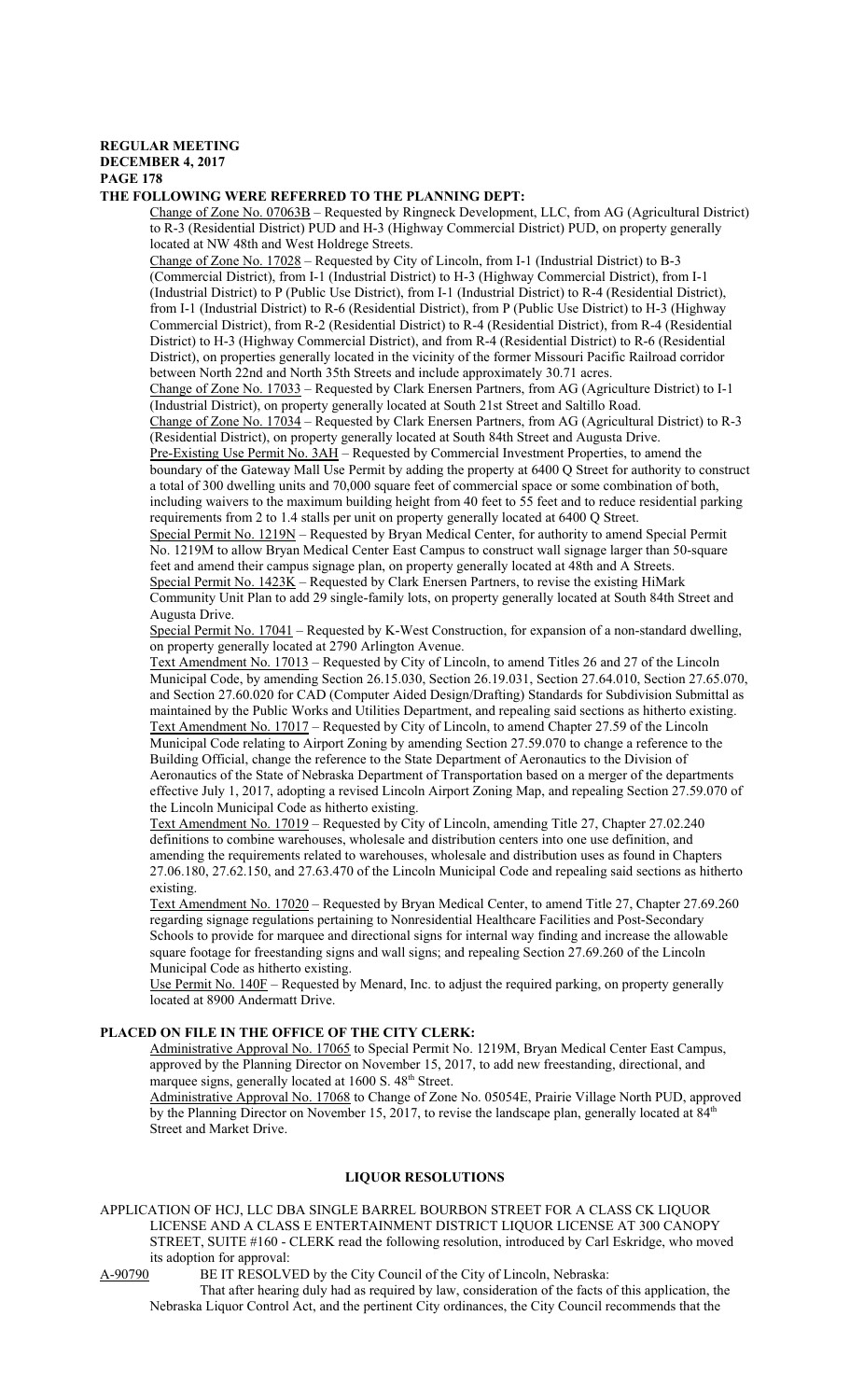**REGULAR MEETING**
**DECEMBER 4, 2017**

## THE FOLLOWING WERE REFERRED TO THE PLANNING DEPT:

Change of Zone No. 07063B – Requested by Ringneck Development, LLC, from AG (Agricultural District) to R-3 (Residential District) PUD and H-3 (Highway Commercial District) PUD, on property generally located at NW 48th and West Holdrege Streets.

Change of Zone No. 17028 – Requested by City of Lincoln, from I-1 (Industrial District) to B-3 (Commercial District), from I-1 (Industrial District) to H-3 (Highway Commercial District), from I-1 (Industrial District) to P (Public Use District), from I-1 (Industrial District) to R-4 (Residential District), from I-1 (Industrial District) to R-6 (Residential District), from P (Public Use District) to H-3 (Highway Commercial District), from R-2 (Residential District) to R-4 (Residential District), from R-4 (Residential District) to H-3 (Highway Commercial District), and from R-4 (Residential District) to R-6 (Residential District), on properties generally located in the vicinity of the former Missouri Pacific Railroad corridor between North 22nd and North 35th Streets and include approximately 30.71 acres.

Change of Zone No. 17033 – Requested by Clark Enersen Partners, from AG (Agriculture District) to I-1 (Industrial District), on property generally located at South 21st Street and Saltillo Road.

Change of Zone No. 17034 – Requested by Clark Enersen Partners, from AG (Agricultural District) to R-3 (Residential District), on property generally located at South 84th Street and Augusta Drive.

Pre-Existing Use Permit No. 3AH – Requested by Commercial Investment Properties, to amend the boundary of the Gateway Mall Use Permit by adding the property at 6400 Q Street for authority to construct a total of 300 dwelling units and 70,000 square feet of commercial space or some combination of both, including waivers to the maximum building height from 40 feet to 55 feet and to reduce residential parking requirements from 2 to 1.4 stalls per unit on property generally located at 6400 Q Street.

Special Permit No. 1219N – Requested by Bryan Medical Center, for authority to amend Special Permit No. 1219M to allow Bryan Medical Center East Campus to construct wall signage larger than 50-square feet and amend their campus signage plan, on property generally located at 48th and A Streets.

Special Permit No. 1423K – Requested by Clark Enersen Partners, to revise the existing HiMark Community Unit Plan to add 29 single-family lots, on property generally located at South 84th Street and Augusta Drive.

Special Permit No. 17041 – Requested by K-West Construction, for expansion of a non-standard dwelling, on property generally located at 2790 Arlington Avenue.

Text Amendment No. 17013 – Requested by City of Lincoln, to amend Titles 26 and 27 of the Lincoln Municipal Code, by amending Section 26.15.030, Section 26.19.031, Section 27.64.010, Section 27.65.070, and Section 27.60.020 for CAD (Computer Aided Design/Drafting) Standards for Subdivision Submittal as maintained by the Public Works and Utilities Department, and repealing said sections as hitherto existing.

Text Amendment No. 17017 – Requested by City of Lincoln, to amend Chapter 27.59 of the Lincoln Municipal Code relating to Airport Zoning by amending Section 27.59.070 to change a reference to the Building Official, change the reference to the State Department of Aeronautics to the Division of Aeronautics of the State of Nebraska Department of Transportation based on a merger of the departments effective July 1, 2017, adopting a revised Lincoln Airport Zoning Map, and repealing Section 27.59.070 of the Lincoln Municipal Code as hitherto existing.

Text Amendment No. 17019 – Requested by City of Lincoln, amending Title 27, Chapter 27.02.240 definitions to combine warehouses, wholesale and distribution centers into one use definition, and amending the requirements related to warehouses, wholesale and distribution uses as found in Chapters 27.06.180, 27.62.150, and 27.63.470 of the Lincoln Municipal Code and repealing said sections as hitherto existing.

Text Amendment No. 17020 – Requested by Bryan Medical Center, to amend Title 27, Chapter 27.69.260 regarding signage regulations pertaining to Nonresidential Healthcare Facilities and Post-Secondary Schools to provide for marquee and directional signs for internal way finding and increase the allowable square footage for freestanding signs and wall signs; and repealing Section 27.69.260 of the Lincoln Municipal Code as hitherto existing.

Use Permit No. 140F – Requested by Menard, Inc. to adjust the required parking, on property generally located at 8900 Andermatt Drive.

## PLACED ON FILE IN THE OFFICE OF THE CITY CLERK:

Administrative Approval No. 17065 to Special Permit No. 1219M, Bryan Medical Center East Campus, approved by the Planning Director on November 15, 2017, to add new freestanding, directional, and marquee signs, generally located at 1600 S. 48th Street.

Administrative Approval No. 17068 to Change of Zone No. 05054E, Prairie Village North PUD, approved by the Planning Director on November 15, 2017, to revise the landscape plan, generally located at 84th Street and Market Drive.

## LIQUOR RESOLUTIONS

APPLICATION OF HCJ, LLC DBA SINGLE BARREL BOURBON STREET FOR A CLASS CK LIQUOR LICENSE AND A CLASS E ENTERTAINMENT DISTRICT LIQUOR LICENSE AT 300 CANOPY STREET, SUITE #160 - CLERK read the following resolution, introduced by Carl Eskridge, who moved its adoption for approval:

A-90790 BE IT RESOLVED by the City Council of the City of Lincoln, Nebraska:

That after hearing duly had as required by law, consideration of the facts of this application, the Nebraska Liquor Control Act, and the pertinent City ordinances, the City Council recommends that the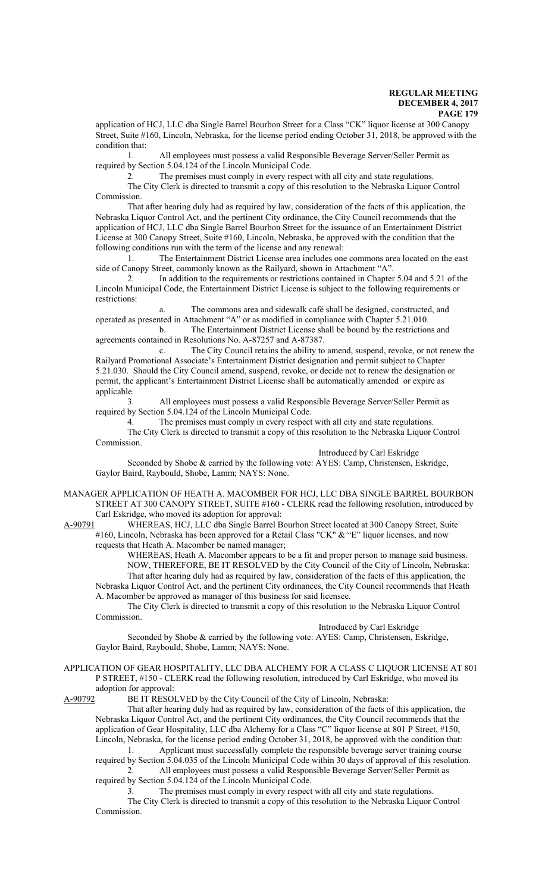application of HCJ, LLC dba Single Barrel Bourbon Street for a Class "CK" liquor license at 300 Canopy Street, Suite #160, Lincoln, Nebraska, for the license period ending October 31, 2018, be approved with the condition that:

1. All employees must possess a valid Responsible Beverage Server/Seller Permit as required by Section 5.04.124 of the Lincoln Municipal Code.
2. The premises must comply in every respect with all city and state regulations.

The City Clerk is directed to transmit a copy of this resolution to the Nebraska Liquor Control Commission.

That after hearing duly had as required by law, consideration of the facts of this application, the Nebraska Liquor Control Act, and the pertinent City ordinance, the City Council recommends that the application of HCJ, LLC dba Single Barrel Bourbon Street for the issuance of an Entertainment District License at 300 Canopy Street, Suite #160, Lincoln, Nebraska, be approved with the condition that the following conditions run with the term of the license and any renewal:

1. The Entertainment District License area includes one commons area located on the east side of Canopy Street, commonly known as the Railyard, shown in Attachment "A".
2. In addition to the requirements or restrictions contained in Chapter 5.04 and 5.21 of the Lincoln Municipal Code, the Entertainment District License is subject to the following requirements or restrictions:
   a. The commons area and sidewalk café shall be designed, constructed, and operated as presented in Attachment "A" or as modified in compliance with Chapter 5.21.010.
   b. The Entertainment District License shall be bound by the restrictions and agreements contained in Resolutions No. A-87257 and A-87387.
   c. The City Council retains the ability to amend, suspend, revoke, or not renew the Railyard Promotional Associate's Entertainment District designation and permit subject to Chapter 5.21.030. Should the City Council amend, suspend, revoke, or decide not to renew the designation or permit, the applicant's Entertainment District License shall be automatically amended or expire as applicable.
3. All employees must possess a valid Responsible Beverage Server/Seller Permit as required by Section 5.04.124 of the Lincoln Municipal Code.
4. The premises must comply in every respect with all city and state regulations.

The City Clerk is directed to transmit a copy of this resolution to the Nebraska Liquor Control Commission.

Introduced by Carl Eskridge

Seconded by Shobe & carried by the following vote: AYES: Camp, Christensen, Eskridge, Gaylor Baird, Raybould, Shobe, Lamm; NAYS: None.

MANAGER APPLICATION OF HEATH A. MACOMBER FOR HCJ, LLC DBA SINGLE BARREL BOURBON STREET AT 300 CANOPY STREET, SUITE #160 - CLERK read the following resolution, introduced by Carl Eskridge, who moved its adoption for approval:

A-90791 WHEREAS, HCJ, LLC dba Single Barrel Bourbon Street located at 300 Canopy Street, Suite #160, Lincoln, Nebraska has been approved for a Retail Class "CK" & "E" liquor licenses, and now requests that Heath A. Macomber be named manager;

WHEREAS, Heath A. Macomber appears to be a fit and proper person to manage said business.

NOW, THEREFORE, BE IT RESOLVED by the City Council of the City of Lincoln, Nebraska:

That after hearing duly had as required by law, consideration of the facts of this application, the Nebraska Liquor Control Act, and the pertinent City ordinances, the City Council recommends that Heath A. Macomber be approved as manager of this business for said licensee.

The City Clerk is directed to transmit a copy of this resolution to the Nebraska Liquor Control Commission.

Introduced by Carl Eskridge

Seconded by Shobe & carried by the following vote: AYES: Camp, Christensen, Eskridge, Gaylor Baird, Raybould, Shobe, Lamm; NAYS: None.

APPLICATION OF GEAR HOSPITALITY, LLC DBA ALCHEMY FOR A CLASS C LIQUOR LICENSE AT 801 P STREET, #150 - CLERK read the following resolution, introduced by Carl Eskridge, who moved its adoption for approval:

A-90792 BE IT RESOLVED by the City Council of the City of Lincoln, Nebraska:

That after hearing duly had as required by law, consideration of the facts of this application, the Nebraska Liquor Control Act, and the pertinent City ordinances, the City Council recommends that the application of Gear Hospitality, LLC dba Alchemy for a Class "C" liquor license at 801 P Street, #150, Lincoln, Nebraska, for the license period ending October 31, 2018, be approved with the condition that:

1. Applicant must successfully complete the responsible beverage server training course required by Section 5.04.035 of the Lincoln Municipal Code within 30 days of approval of this resolution.
2. All employees must possess a valid Responsible Beverage Server/Seller Permit as required by Section 5.04.124 of the Lincoln Municipal Code.
3. The premises must comply in every respect with all city and state regulations.

The City Clerk is directed to transmit a copy of this resolution to the Nebraska Liquor Control Commission.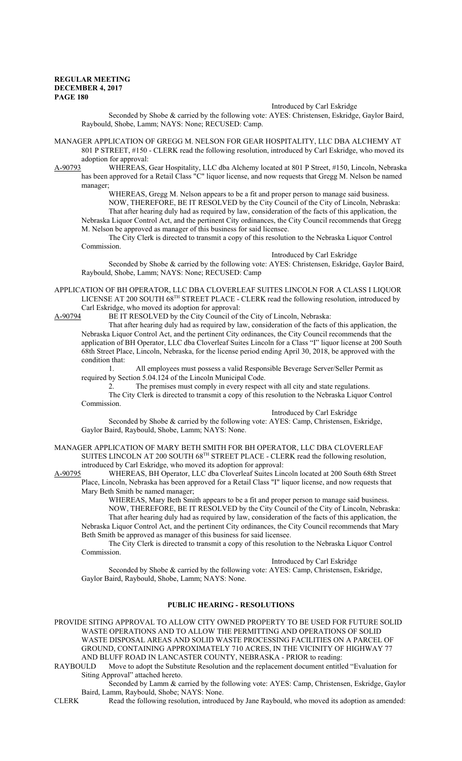Introduced by Carl Eskridge

Seconded by Shobe & carried by the following vote: AYES: Christensen, Eskridge, Gaylor Baird, Raybould, Shobe, Lamm; NAYS: None; RECUSED: Camp.

MANAGER APPLICATION OF GREGG M. NELSON FOR GEAR HOSPITALITY, LLC DBA ALCHEMY AT 801 P STREET, #150 - CLERK read the following resolution, introduced by Carl Eskridge, who moved its adoption for approval:

A-90793 WHEREAS, Gear Hospitality, LLC dba Alchemy located at 801 P Street, #150, Lincoln, Nebraska has been approved for a Retail Class "C" liquor license, and now requests that Gregg M. Nelson be named manager;

WHEREAS, Gregg M. Nelson appears to be a fit and proper person to manage said business.

NOW, THEREFORE, BE IT RESOLVED by the City Council of the City of Lincoln, Nebraska: That after hearing duly had as required by law, consideration of the facts of this application, the Nebraska Liquor Control Act, and the pertinent City ordinances, the City Council recommends that Gregg M. Nelson be approved as manager of this business for said licensee.

The City Clerk is directed to transmit a copy of this resolution to the Nebraska Liquor Control Commission.

Introduced by Carl Eskridge

Seconded by Shobe & carried by the following vote: AYES: Christensen, Eskridge, Gaylor Baird, Raybould, Shobe, Lamm; NAYS: None; RECUSED: Camp

APPLICATION OF BH OPERATOR, LLC DBA CLOVERLEAF SUITES LINCOLN FOR A CLASS I LIQUOR LICENSE AT 200 SOUTH 68TH STREET PLACE - CLERK read the following resolution, introduced by Carl Eskridge, who moved its adoption for approval:

A-90794 BE IT RESOLVED by the City Council of the City of Lincoln, Nebraska:

That after hearing duly had as required by law, consideration of the facts of this application, the Nebraska Liquor Control Act, and the pertinent City ordinances, the City Council recommends that the application of BH Operator, LLC dba Cloverleaf Suites Lincoln for a Class "I" liquor license at 200 South 68th Street Place, Lincoln, Nebraska, for the license period ending April 30, 2018, be approved with the condition that:

1. All employees must possess a valid Responsible Beverage Server/Seller Permit as required by Section 5.04.124 of the Lincoln Municipal Code.
2. The premises must comply in every respect with all city and state regulations.

The City Clerk is directed to transmit a copy of this resolution to the Nebraska Liquor Control Commission.

Introduced by Carl Eskridge

Seconded by Shobe & carried by the following vote: AYES: Camp, Christensen, Eskridge, Gaylor Baird, Raybould, Shobe, Lamm; NAYS: None.

MANAGER APPLICATION OF MARY BETH SMITH FOR BH OPERATOR, LLC DBA CLOVERLEAF SUITES LINCOLN AT 200 SOUTH 68TH STREET PLACE - CLERK read the following resolution, introduced by Carl Eskridge, who moved its adoption for approval:

A-90795 WHEREAS, BH Operator, LLC dba Cloverleaf Suites Lincoln located at 200 South 68th Street Place, Lincoln, Nebraska has been approved for a Retail Class "I" liquor license, and now requests that Mary Beth Smith be named manager;

WHEREAS, Mary Beth Smith appears to be a fit and proper person to manage said business.

NOW, THEREFORE, BE IT RESOLVED by the City Council of the City of Lincoln, Nebraska: That after hearing duly had as required by law, consideration of the facts of this application, the Nebraska Liquor Control Act, and the pertinent City ordinances, the City Council recommends that Mary Beth Smith be approved as manager of this business for said licensee.

The City Clerk is directed to transmit a copy of this resolution to the Nebraska Liquor Control Commission.

Introduced by Carl Eskridge

Seconded by Shobe & carried by the following vote: AYES: Camp, Christensen, Eskridge, Gaylor Baird, Raybould, Shobe, Lamm; NAYS: None.

## PUBLIC HEARING - RESOLUTIONS

PROVIDE SITING APPROVAL TO ALLOW CITY OWNED PROPERTY TO BE USED FOR FUTURE SOLID WASTE OPERATIONS AND TO ALLOW THE PERMITTING AND OPERATIONS OF SOLID WASTE DISPOSAL AREAS AND SOLID WASTE PROCESSING FACILITIES ON A PARCEL OF GROUND, CONTAINING APPROXIMATELY 710 ACRES, IN THE VICINITY OF HIGHWAY 77 AND BLUFF ROAD IN LANCASTER COUNTY, NEBRASKA - PRIOR to reading:

RAYBOULD Move to adopt the Substitute Resolution and the replacement document entitled "Evaluation for Siting Approval" attached hereto.

Seconded by Lamm & carried by the following vote: AYES: Camp, Christensen, Eskridge, Gaylor Baird, Lamm, Raybould, Shobe; NAYS: None.

CLERK Read the following resolution, introduced by Jane Raybould, who moved its adoption as amended: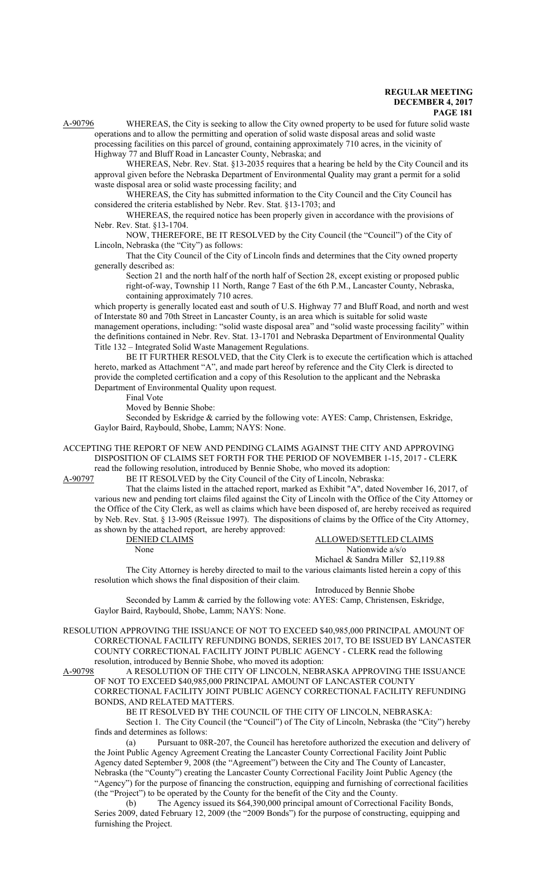A-90796 WHEREAS, the City is seeking to allow the City owned property to be used for future solid waste operations and to allow the permitting and operation of solid waste disposal areas and solid waste processing facilities on this parcel of ground, containing approximately 710 acres, in the vicinity of Highway 77 and Bluff Road in Lancaster County, Nebraska; and

WHEREAS, Nebr. Rev. Stat. §13-2035 requires that a hearing be held by the City Council and its approval given before the Nebraska Department of Environmental Quality may grant a permit for a solid waste disposal area or solid waste processing facility; and

WHEREAS, the City has submitted information to the City Council and the City Council has considered the criteria established by Nebr. Rev. Stat. §13-1703; and

WHEREAS, the required notice has been properly given in accordance with the provisions of Nebr. Rev. Stat. §13-1704.

NOW, THEREFORE, BE IT RESOLVED by the City Council (the "Council") of the City of Lincoln, Nebraska (the "City") as follows:

That the City Council of the City of Lincoln finds and determines that the City owned property generally described as:

Section 21 and the north half of the north half of Section 28, except existing or proposed public right-of-way, Township 11 North, Range 7 East of the 6th P.M., Lancaster County, Nebraska, containing approximately 710 acres.

which property is generally located east and south of U.S. Highway 77 and Bluff Road, and north and west of Interstate 80 and 70th Street in Lancaster County, is an area which is suitable for solid waste management operations, including: "solid waste disposal area" and "solid waste processing facility" within the definitions contained in Nebr. Rev. Stat. 13-1701 and Nebraska Department of Environmental Quality Title 132 – Integrated Solid Waste Management Regulations.

BE IT FURTHER RESOLVED, that the City Clerk is to execute the certification which is attached hereto, marked as Attachment "A", and made part hereof by reference and the City Clerk is directed to provide the completed certification and a copy of this Resolution to the applicant and the Nebraska Department of Environmental Quality upon request.

Final Vote

Moved by Bennie Shobe:

Seconded by Eskridge & carried by the following vote: AYES: Camp, Christensen, Eskridge, Gaylor Baird, Raybould, Shobe, Lamm; NAYS: None.

ACCEPTING THE REPORT OF NEW AND PENDING CLAIMS AGAINST THE CITY AND APPROVING DISPOSITION OF CLAIMS SET FORTH FOR THE PERIOD OF NOVEMBER 1-15, 2017 - CLERK read the following resolution, introduced by Bennie Shobe, who moved its adoption:

A-90797 BE IT RESOLVED by the City Council of the City of Lincoln, Nebraska:

That the claims listed in the attached report, marked as Exhibit "A", dated November 16, 2017, of various new and pending tort claims filed against the City of Lincoln with the Office of the City Attorney or the Office of the City Clerk, as well as claims which have been disposed of, are hereby received as required by Neb. Rev. Stat. § 13-905 (Reissue 1997). The dispositions of claims by the Office of the City Attorney, as shown by the attached report, are hereby approved:

| DENIED CLAIMS | ALLOWED/SETTLED CLAIMS | |
|---|---|---|
| None | Nationwide a/s/o | |
| | Michael & Sandra Miller | $2,119.88 |

The City Attorney is hereby directed to mail to the various claimants listed herein a copy of this resolution which shows the final disposition of their claim.

Introduced by Bennie Shobe

Seconded by Lamm & carried by the following vote: AYES: Camp, Christensen, Eskridge, Gaylor Baird, Raybould, Shobe, Lamm; NAYS: None.

RESOLUTION APPROVING THE ISSUANCE OF NOT TO EXCEED $40,985,000 PRINCIPAL AMOUNT OF CORRECTIONAL FACILITY REFUNDING BONDS, SERIES 2017, TO BE ISSUED BY LANCASTER COUNTY CORRECTIONAL FACILITY JOINT PUBLIC AGENCY - CLERK read the following resolution, introduced by Bennie Shobe, who moved its adoption:

A-90798 A RESOLUTION OF THE CITY OF LINCOLN, NEBRASKA APPROVING THE ISSUANCE OF NOT TO EXCEED $40,985,000 PRINCIPAL AMOUNT OF LANCASTER COUNTY CORRECTIONAL FACILITY JOINT PUBLIC AGENCY CORRECTIONAL FACILITY REFUNDING BONDS, AND RELATED MATTERS.

BE IT RESOLVED BY THE COUNCIL OF THE CITY OF LINCOLN, NEBRASKA:

Section 1. The City Council (the "Council") of The City of Lincoln, Nebraska (the "City") hereby finds and determines as follows:

(a) Pursuant to 08R-207, the Council has heretofore authorized the execution and delivery of the Joint Public Agency Agreement Creating the Lancaster County Correctional Facility Joint Public Agency dated September 9, 2008 (the "Agreement") between the City and The County of Lancaster, Nebraska (the "County") creating the Lancaster County Correctional Facility Joint Public Agency (the "Agency") for the purpose of financing the construction, equipping and furnishing of correctional facilities (the "Project") to be operated by the County for the benefit of the City and the County.

(b) The Agency issued its $64,390,000 principal amount of Correctional Facility Bonds, Series 2009, dated February 12, 2009 (the "2009 Bonds") for the purpose of constructing, equipping and furnishing the Project.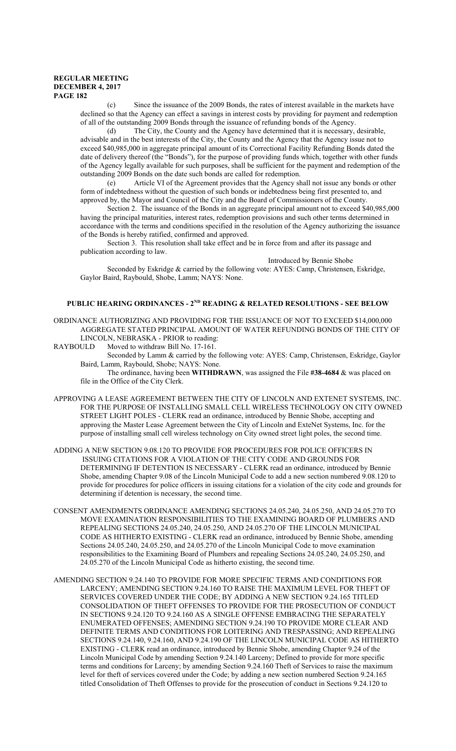(c) Since the issuance of the 2009 Bonds, the rates of interest available in the markets have declined so that the Agency can effect a savings in interest costs by providing for payment and redemption of all of the outstanding 2009 Bonds through the issuance of refunding bonds of the Agency.

(d) The City, the County and the Agency have determined that it is necessary, desirable, advisable and in the best interests of the City, the County and the Agency that the Agency issue not to exceed $40,985,000 in aggregate principal amount of its Correctional Facility Refunding Bonds dated the date of delivery thereof (the "Bonds"), for the purpose of providing funds which, together with other funds of the Agency legally available for such purposes, shall be sufficient for the payment and redemption of the outstanding 2009 Bonds on the date such bonds are called for redemption.

(e) Article VI of the Agreement provides that the Agency shall not issue any bonds or other form of indebtedness without the question of such bonds or indebtedness being first presented to, and approved by, the Mayor and Council of the City and the Board of Commissioners of the County.

Section 2. The issuance of the Bonds in an aggregate principal amount not to exceed $40,985,000 having the principal maturities, interest rates, redemption provisions and such other terms determined in accordance with the terms and conditions specified in the resolution of the Agency authorizing the issuance of the Bonds is hereby ratified, confirmed and approved.

Section 3. This resolution shall take effect and be in force from and after its passage and publication according to law.

Introduced by Bennie Shobe

Seconded by Eskridge & carried by the following vote: AYES: Camp, Christensen, Eskridge, Gaylor Baird, Raybould, Shobe, Lamm; NAYS: None.

## PUBLIC HEARING ORDINANCES - 2ND READING & RELATED RESOLUTIONS - SEE BELOW

ORDINANCE AUTHORIZING AND PROVIDING FOR THE ISSUANCE OF NOT TO EXCEED $14,000,000 AGGREGATE STATED PRINCIPAL AMOUNT OF WATER REFUNDING BONDS OF THE CITY OF LINCOLN, NEBRASKA - PRIOR to reading:

RAYBOULD Moved to withdraw Bill No. 17-161.

Seconded by Lamm & carried by the following vote: AYES: Camp, Christensen, Eskridge, Gaylor Baird, Lamm, Raybould, Shobe; NAYS: None.

The ordinance, having been **WITHDRAWN**, was assigned the File **#38-4684** & was placed on file in the Office of the City Clerk.

APPROVING A LEASE AGREEMENT BETWEEN THE CITY OF LINCOLN AND EXTENET SYSTEMS, INC. FOR THE PURPOSE OF INSTALLING SMALL CELL WIRELESS TECHNOLOGY ON CITY OWNED STREET LIGHT POLES - CLERK read an ordinance, introduced by Bennie Shobe, accepting and approving the Master Lease Agreement between the City of Lincoln and ExteNet Systems, Inc. for the purpose of installing small cell wireless technology on City owned street light poles, the second time.

ADDING A NEW SECTION 9.08.120 TO PROVIDE FOR PROCEDURES FOR POLICE OFFICERS IN ISSUING CITATIONS FOR A VIOLATION OF THE CITY CODE AND GROUNDS FOR DETERMINING IF DETENTION IS NECESSARY - CLERK read an ordinance, introduced by Bennie Shobe, amending Chapter 9.08 of the Lincoln Municipal Code to add a new section numbered 9.08.120 to provide for procedures for police officers in issuing citations for a violation of the city code and grounds for determining if detention is necessary, the second time.

CONSENT AMENDMENTS ORDINANCE AMENDING SECTIONS 24.05.240, 24.05.250, AND 24.05.270 TO MOVE EXAMINATION RESPONSIBILITIES TO THE EXAMINING BOARD OF PLUMBERS AND REPEALING SECTIONS 24.05.240, 24.05.250, AND 24.05.270 OF THE LINCOLN MUNICIPAL CODE AS HITHERTO EXISTING - CLERK read an ordinance, introduced by Bennie Shobe, amending Sections 24.05.240, 24.05.250, and 24.05.270 of the Lincoln Municipal Code to move examination responsibilities to the Examining Board of Plumbers and repealing Sections 24.05.240, 24.05.250, and 24.05.270 of the Lincoln Municipal Code as hitherto existing, the second time.

AMENDING SECTION 9.24.140 TO PROVIDE FOR MORE SPECIFIC TERMS AND CONDITIONS FOR LARCENY; AMENDING SECTION 9.24.160 TO RAISE THE MAXIMUM LEVEL FOR THEFT OF SERVICES COVERED UNDER THE CODE; BY ADDING A NEW SECTION 9.24.165 TITLED CONSOLIDATION OF THEFT OFFENSES TO PROVIDE FOR THE PROSECUTION OF CONDUCT IN SECTIONS 9.24.120 TO 9.24.160 AS A SINGLE OFFENSE EMBRACING THE SEPARATELY ENUMERATED OFFENSES; AMENDING SECTION 9.24.190 TO PROVIDE MORE CLEAR AND DEFINITE TERMS AND CONDITIONS FOR LOITERING AND TRESPASSING; AND REPEALING SECTIONS 9.24.140, 9.24.160, AND 9.24.190 OF THE LINCOLN MUNICIPAL CODE AS HITHERTO EXISTING - CLERK read an ordinance, introduced by Bennie Shobe, amending Chapter 9.24 of the Lincoln Municipal Code by amending Section 9.24.140 Larceny; Defined to provide for more specific terms and conditions for Larceny; by amending Section 9.24.160 Theft of Services to raise the maximum level for theft of services covered under the Code; by adding a new section numbered Section 9.24.165 titled Consolidation of Theft Offenses to provide for the prosecution of conduct in Sections 9.24.120 to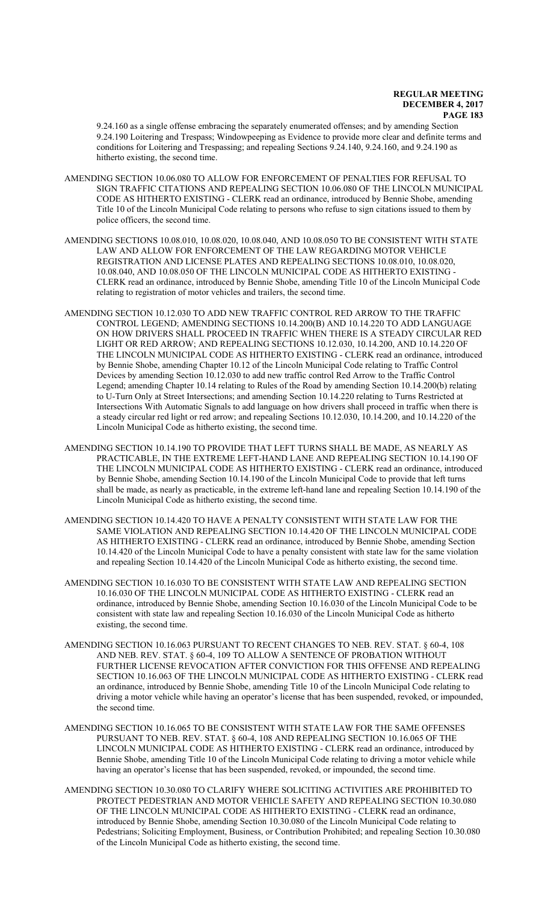9.24.160 as a single offense embracing the separately enumerated offenses; and by amending Section 9.24.190 Loitering and Trespass; Windowpeeping as Evidence to provide more clear and definite terms and conditions for Loitering and Trespassing; and repealing Sections 9.24.140, 9.24.160, and 9.24.190 as hitherto existing, the second time.

AMENDING SECTION 10.06.080 TO ALLOW FOR ENFORCEMENT OF PENALTIES FOR REFUSAL TO SIGN TRAFFIC CITATIONS AND REPEALING SECTION 10.06.080 OF THE LINCOLN MUNICIPAL CODE AS HITHERTO EXISTING - CLERK read an ordinance, introduced by Bennie Shobe, amending Title 10 of the Lincoln Municipal Code relating to persons who refuse to sign citations issued to them by police officers, the second time.

AMENDING SECTIONS 10.08.010, 10.08.020, 10.08.040, AND 10.08.050 TO BE CONSISTENT WITH STATE LAW AND ALLOW FOR ENFORCEMENT OF THE LAW REGARDING MOTOR VEHICLE REGISTRATION AND LICENSE PLATES AND REPEALING SECTIONS 10.08.010, 10.08.020, 10.08.040, AND 10.08.050 OF THE LINCOLN MUNICIPAL CODE AS HITHERTO EXISTING - CLERK read an ordinance, introduced by Bennie Shobe, amending Title 10 of the Lincoln Municipal Code relating to registration of motor vehicles and trailers, the second time.

AMENDING SECTION 10.12.030 TO ADD NEW TRAFFIC CONTROL RED ARROW TO THE TRAFFIC CONTROL LEGEND; AMENDING SECTIONS 10.14.200(B) AND 10.14.220 TO ADD LANGUAGE ON HOW DRIVERS SHALL PROCEED IN TRAFFIC WHEN THERE IS A STEADY CIRCULAR RED LIGHT OR RED ARROW; AND REPEALING SECTIONS 10.12.030, 10.14.200, AND 10.14.220 OF THE LINCOLN MUNICIPAL CODE AS HITHERTO EXISTING - CLERK read an ordinance, introduced by Bennie Shobe, amending Chapter 10.12 of the Lincoln Municipal Code relating to Traffic Control Devices by amending Section 10.12.030 to add new traffic control Red Arrow to the Traffic Control Legend; amending Chapter 10.14 relating to Rules of the Road by amending Section 10.14.200(b) relating to U-Turn Only at Street Intersections; and amending Section 10.14.220 relating to Turns Restricted at Intersections With Automatic Signals to add language on how drivers shall proceed in traffic when there is a steady circular red light or red arrow; and repealing Sections 10.12.030, 10.14.200, and 10.14.220 of the Lincoln Municipal Code as hitherto existing, the second time.

AMENDING SECTION 10.14.190 TO PROVIDE THAT LEFT TURNS SHALL BE MADE, AS NEARLY AS PRACTICABLE, IN THE EXTREME LEFT-HAND LANE AND REPEALING SECTION 10.14.190 OF THE LINCOLN MUNICIPAL CODE AS HITHERTO EXISTING - CLERK read an ordinance, introduced by Bennie Shobe, amending Section 10.14.190 of the Lincoln Municipal Code to provide that left turns shall be made, as nearly as practicable, in the extreme left-hand lane and repealing Section 10.14.190 of the Lincoln Municipal Code as hitherto existing, the second time.

AMENDING SECTION 10.14.420 TO HAVE A PENALTY CONSISTENT WITH STATE LAW FOR THE SAME VIOLATION AND REPEALING SECTION 10.14.420 OF THE LINCOLN MUNICIPAL CODE AS HITHERTO EXISTING - CLERK read an ordinance, introduced by Bennie Shobe, amending Section 10.14.420 of the Lincoln Municipal Code to have a penalty consistent with state law for the same violation and repealing Section 10.14.420 of the Lincoln Municipal Code as hitherto existing, the second time.

AMENDING SECTION 10.16.030 TO BE CONSISTENT WITH STATE LAW AND REPEALING SECTION 10.16.030 OF THE LINCOLN MUNICIPAL CODE AS HITHERTO EXISTING - CLERK read an ordinance, introduced by Bennie Shobe, amending Section 10.16.030 of the Lincoln Municipal Code to be consistent with state law and repealing Section 10.16.030 of the Lincoln Municipal Code as hitherto existing, the second time.

AMENDING SECTION 10.16.063 PURSUANT TO RECENT CHANGES TO NEB. REV. STAT. § 60-4, 108 AND NEB. REV. STAT. § 60-4, 109 TO ALLOW A SENTENCE OF PROBATION WITHOUT FURTHER LICENSE REVOCATION AFTER CONVICTION FOR THIS OFFENSE AND REPEALING SECTION 10.16.063 OF THE LINCOLN MUNICIPAL CODE AS HITHERTO EXISTING - CLERK read an ordinance, introduced by Bennie Shobe, amending Title 10 of the Lincoln Municipal Code relating to driving a motor vehicle while having an operator's license that has been suspended, revoked, or impounded, the second time.

AMENDING SECTION 10.16.065 TO BE CONSISTENT WITH STATE LAW FOR THE SAME OFFENSES PURSUANT TO NEB. REV. STAT. § 60-4, 108 AND REPEALING SECTION 10.16.065 OF THE LINCOLN MUNICIPAL CODE AS HITHERTO EXISTING - CLERK read an ordinance, introduced by Bennie Shobe, amending Title 10 of the Lincoln Municipal Code relating to driving a motor vehicle while having an operator's license that has been suspended, revoked, or impounded, the second time.

AMENDING SECTION 10.30.080 TO CLARIFY WHERE SOLICITING ACTIVITIES ARE PROHIBITED TO PROTECT PEDESTRIAN AND MOTOR VEHICLE SAFETY AND REPEALING SECTION 10.30.080 OF THE LINCOLN MUNICIPAL CODE AS HITHERTO EXISTING - CLERK read an ordinance, introduced by Bennie Shobe, amending Section 10.30.080 of the Lincoln Municipal Code relating to Pedestrians; Soliciting Employment, Business, or Contribution Prohibited; and repealing Section 10.30.080 of the Lincoln Municipal Code as hitherto existing, the second time.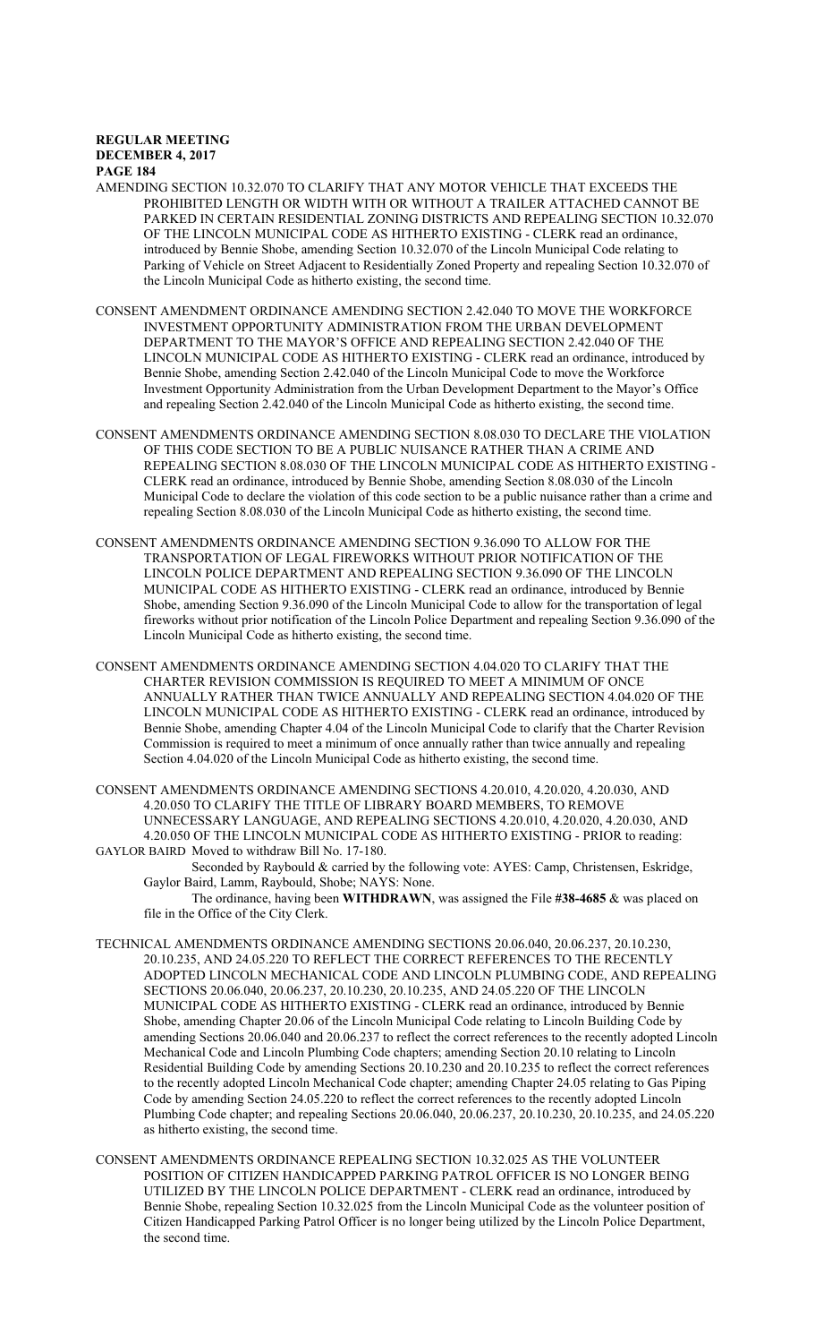AMENDING SECTION 10.32.070 TO CLARIFY THAT ANY MOTOR VEHICLE THAT EXCEEDS THE PROHIBITED LENGTH OR WIDTH WITH OR WITHOUT A TRAILER ATTACHED CANNOT BE PARKED IN CERTAIN RESIDENTIAL ZONING DISTRICTS AND REPEALING SECTION 10.32.070 OF THE LINCOLN MUNICIPAL CODE AS HITHERTO EXISTING - CLERK read an ordinance, introduced by Bennie Shobe, amending Section 10.32.070 of the Lincoln Municipal Code relating to Parking of Vehicle on Street Adjacent to Residentially Zoned Property and repealing Section 10.32.070 of the Lincoln Municipal Code as hitherto existing, the second time.

CONSENT AMENDMENT ORDINANCE AMENDING SECTION 2.42.040 TO MOVE THE WORKFORCE INVESTMENT OPPORTUNITY ADMINISTRATION FROM THE URBAN DEVELOPMENT DEPARTMENT TO THE MAYOR'S OFFICE AND REPEALING SECTION 2.42.040 OF THE LINCOLN MUNICIPAL CODE AS HITHERTO EXISTING - CLERK read an ordinance, introduced by Bennie Shobe, amending Section 2.42.040 of the Lincoln Municipal Code to move the Workforce Investment Opportunity Administration from the Urban Development Department to the Mayor's Office and repealing Section 2.42.040 of the Lincoln Municipal Code as hitherto existing, the second time.

CONSENT AMENDMENTS ORDINANCE AMENDING SECTION 8.08.030 TO DECLARE THE VIOLATION OF THIS CODE SECTION TO BE A PUBLIC NUISANCE RATHER THAN A CRIME AND REPEALING SECTION 8.08.030 OF THE LINCOLN MUNICIPAL CODE AS HITHERTO EXISTING - CLERK read an ordinance, introduced by Bennie Shobe, amending Section 8.08.030 of the Lincoln Municipal Code to declare the violation of this code section to be a public nuisance rather than a crime and repealing Section 8.08.030 of the Lincoln Municipal Code as hitherto existing, the second time.

CONSENT AMENDMENTS ORDINANCE AMENDING SECTION 9.36.090 TO ALLOW FOR THE TRANSPORTATION OF LEGAL FIREWORKS WITHOUT PRIOR NOTIFICATION OF THE LINCOLN POLICE DEPARTMENT AND REPEALING SECTION 9.36.090 OF THE LINCOLN MUNICIPAL CODE AS HITHERTO EXISTING - CLERK read an ordinance, introduced by Bennie Shobe, amending Section 9.36.090 of the Lincoln Municipal Code to allow for the transportation of legal fireworks without prior notification of the Lincoln Police Department and repealing Section 9.36.090 of the Lincoln Municipal Code as hitherto existing, the second time.

CONSENT AMENDMENTS ORDINANCE AMENDING SECTION 4.04.020 TO CLARIFY THAT THE CHARTER REVISION COMMISSION IS REQUIRED TO MEET A MINIMUM OF ONCE ANNUALLY RATHER THAN TWICE ANNUALLY AND REPEALING SECTION 4.04.020 OF THE LINCOLN MUNICIPAL CODE AS HITHERTO EXISTING - CLERK read an ordinance, introduced by Bennie Shobe, amending Chapter 4.04 of the Lincoln Municipal Code to clarify that the Charter Revision Commission is required to meet a minimum of once annually rather than twice annually and repealing Section 4.04.020 of the Lincoln Municipal Code as hitherto existing, the second time.

CONSENT AMENDMENTS ORDINANCE AMENDING SECTIONS 4.20.010, 4.20.020, 4.20.030, AND 4.20.050 TO CLARIFY THE TITLE OF LIBRARY BOARD MEMBERS, TO REMOVE UNNECESSARY LANGUAGE, AND REPEALING SECTIONS 4.20.010, 4.20.020, 4.20.030, AND 4.20.050 OF THE LINCOLN MUNICIPAL CODE AS HITHERTO EXISTING - PRIOR to reading:

GAYLOR BAIRD Moved to withdraw Bill No. 17-180.

Seconded by Raybould & carried by the following vote: AYES: Camp, Christensen, Eskridge, Gaylor Baird, Lamm, Raybould, Shobe; NAYS: None.

The ordinance, having been **WITHDRAWN**, was assigned the File **#38-4685** & was placed on file in the Office of the City Clerk.

TECHNICAL AMENDMENTS ORDINANCE AMENDING SECTIONS 20.06.040, 20.06.237, 20.10.230, 20.10.235, AND 24.05.220 TO REFLECT THE CORRECT REFERENCES TO THE RECENTLY ADOPTED LINCOLN MECHANICAL CODE AND LINCOLN PLUMBING CODE, AND REPEALING SECTIONS 20.06.040, 20.06.237, 20.10.230, 20.10.235, AND 24.05.220 OF THE LINCOLN MUNICIPAL CODE AS HITHERTO EXISTING - CLERK read an ordinance, introduced by Bennie Shobe, amending Chapter 20.06 of the Lincoln Municipal Code relating to Lincoln Building Code by amending Sections 20.06.040 and 20.06.237 to reflect the correct references to the recently adopted Lincoln Mechanical Code and Lincoln Plumbing Code chapters; amending Section 20.10 relating to Lincoln Residential Building Code by amending Sections 20.10.230 and 20.10.235 to reflect the correct references to the recently adopted Lincoln Mechanical Code chapter; amending Chapter 24.05 relating to Gas Piping Code by amending Section 24.05.220 to reflect the correct references to the recently adopted Lincoln Plumbing Code chapter; and repealing Sections 20.06.040, 20.06.237, 20.10.230, 20.10.235, and 24.05.220 as hitherto existing, the second time.

CONSENT AMENDMENTS ORDINANCE REPEALING SECTION 10.32.025 AS THE VOLUNTEER POSITION OF CITIZEN HANDICAPPED PARKING PATROL OFFICER IS NO LONGER BEING UTILIZED BY THE LINCOLN POLICE DEPARTMENT - CLERK read an ordinance, introduced by Bennie Shobe, repealing Section 10.32.025 from the Lincoln Municipal Code as the volunteer position of Citizen Handicapped Parking Patrol Officer is no longer being utilized by the Lincoln Police Department, the second time.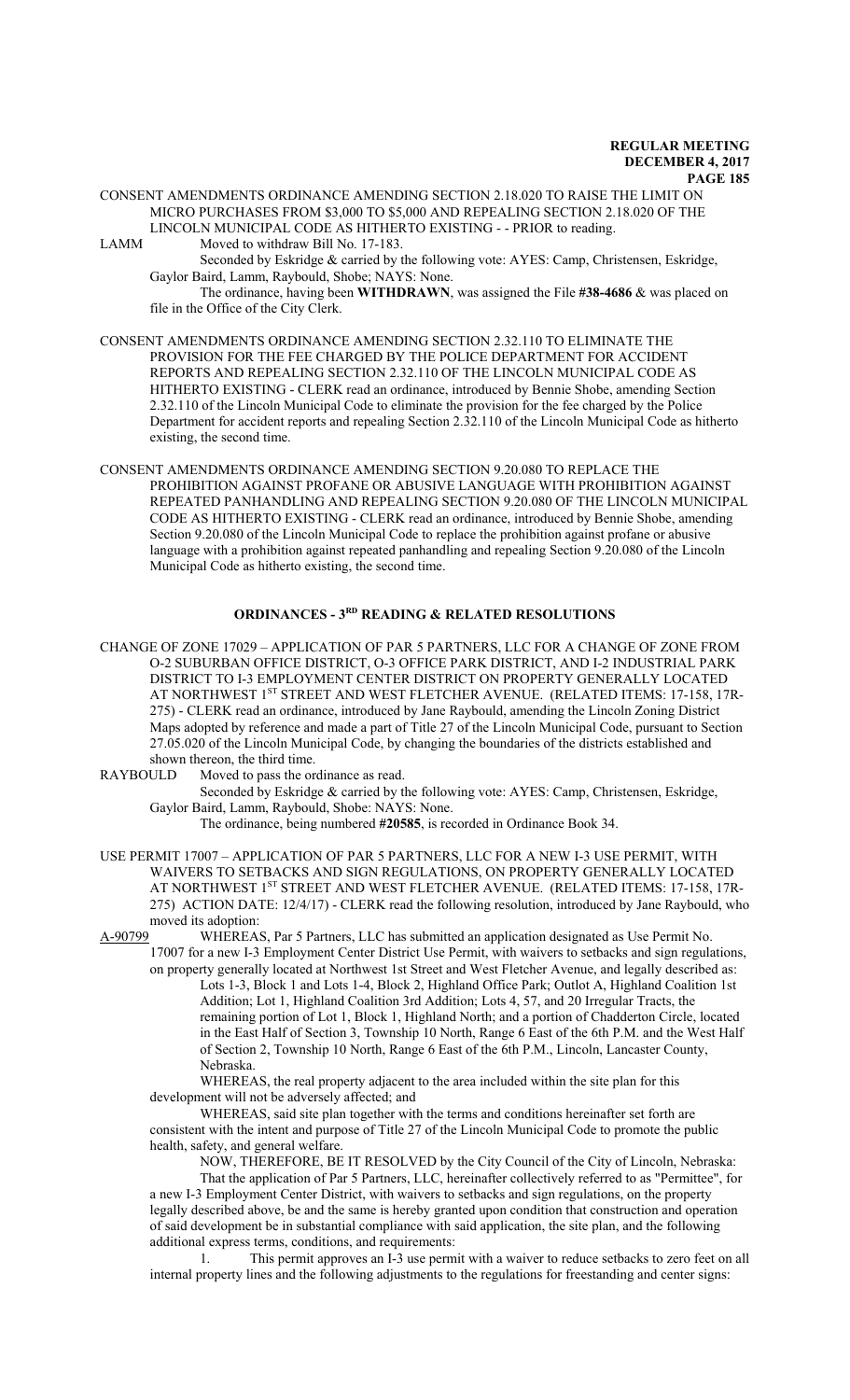CONSENT AMENDMENTS ORDINANCE AMENDING SECTION 2.18.020 TO RAISE THE LIMIT ON MICRO PURCHASES FROM $3,000 TO $5,000 AND REPEALING SECTION 2.18.020 OF THE LINCOLN MUNICIPAL CODE AS HITHERTO EXISTING - - PRIOR to reading.

LAMM Moved to withdraw Bill No. 17-183.

Seconded by Eskridge & carried by the following vote: AYES: Camp, Christensen, Eskridge, Gaylor Baird, Lamm, Raybould, Shobe; NAYS: None.

The ordinance, having been **WITHDRAWN**, was assigned the File **#38-4686** & was placed on file in the Office of the City Clerk.

CONSENT AMENDMENTS ORDINANCE AMENDING SECTION 2.32.110 TO ELIMINATE THE PROVISION FOR THE FEE CHARGED BY THE POLICE DEPARTMENT FOR ACCIDENT REPORTS AND REPEALING SECTION 2.32.110 OF THE LINCOLN MUNICIPAL CODE AS HITHERTO EXISTING - CLERK read an ordinance, introduced by Bennie Shobe, amending Section 2.32.110 of the Lincoln Municipal Code to eliminate the provision for the fee charged by the Police Department for accident reports and repealing Section 2.32.110 of the Lincoln Municipal Code as hitherto existing, the second time.

CONSENT AMENDMENTS ORDINANCE AMENDING SECTION 9.20.080 TO REPLACE THE PROHIBITION AGAINST PROFANE OR ABUSIVE LANGUAGE WITH PROHIBITION AGAINST REPEATED PANHANDLING AND REPEALING SECTION 9.20.080 OF THE LINCOLN MUNICIPAL CODE AS HITHERTO EXISTING - CLERK read an ordinance, introduced by Bennie Shobe, amending Section 9.20.080 of the Lincoln Municipal Code to replace the prohibition against profane or abusive language with a prohibition against repeated panhandling and repealing Section 9.20.080 of the Lincoln Municipal Code as hitherto existing, the second time.

## ORDINANCES - 3RD READING & RELATED RESOLUTIONS

CHANGE OF ZONE 17029 – APPLICATION OF PAR 5 PARTNERS, LLC FOR A CHANGE OF ZONE FROM O-2 SUBURBAN OFFICE DISTRICT, O-3 OFFICE PARK DISTRICT, AND I-2 INDUSTRIAL PARK DISTRICT TO I-3 EMPLOYMENT CENTER DISTRICT ON PROPERTY GENERALLY LOCATED AT NORTHWEST 1ST STREET AND WEST FLETCHER AVENUE. (RELATED ITEMS: 17-158, 17R-275) - CLERK read an ordinance, introduced by Jane Raybould, amending the Lincoln Zoning District Maps adopted by reference and made a part of Title 27 of the Lincoln Municipal Code, pursuant to Section 27.05.020 of the Lincoln Municipal Code, by changing the boundaries of the districts established and shown thereon, the third time.

RAYBOULD Moved to pass the ordinance as read.

Seconded by Eskridge & carried by the following vote: AYES: Camp, Christensen, Eskridge, Gaylor Baird, Lamm, Raybould, Shobe: NAYS: None.

The ordinance, being numbered **#20585**, is recorded in Ordinance Book 34.

USE PERMIT 17007 – APPLICATION OF PAR 5 PARTNERS, LLC FOR A NEW I-3 USE PERMIT, WITH WAIVERS TO SETBACKS AND SIGN REGULATIONS, ON PROPERTY GENERALLY LOCATED AT NORTHWEST 1ST STREET AND WEST FLETCHER AVENUE. (RELATED ITEMS: 17-158, 17R-275) ACTION DATE: 12/4/17) - CLERK read the following resolution, introduced by Jane Raybould, who moved its adoption:

A-90799 WHEREAS, Par 5 Partners, LLC has submitted an application designated as Use Permit No. 17007 for a new I-3 Employment Center District Use Permit, with waivers to setbacks and sign regulations, on property generally located at Northwest 1st Street and West Fletcher Avenue, and legally described as:

Lots 1-3, Block 1 and Lots 1-4, Block 2, Highland Office Park; Outlot A, Highland Coalition 1st Addition; Lot 1, Highland Coalition 3rd Addition; Lots 4, 57, and 20 Irregular Tracts, the remaining portion of Lot 1, Block 1, Highland North; and a portion of Chadderton Circle, located in the East Half of Section 3, Township 10 North, Range 6 East of the 6th P.M. and the West Half of Section 2, Township 10 North, Range 6 East of the 6th P.M., Lincoln, Lancaster County, Nebraska.

WHEREAS, the real property adjacent to the area included within the site plan for this development will not be adversely affected; and

WHEREAS, said site plan together with the terms and conditions hereinafter set forth are consistent with the intent and purpose of Title 27 of the Lincoln Municipal Code to promote the public health, safety, and general welfare.

NOW, THEREFORE, BE IT RESOLVED by the City Council of the City of Lincoln, Nebraska:

That the application of Par 5 Partners, LLC, hereinafter collectively referred to as "Permittee", for a new I-3 Employment Center District, with waivers to setbacks and sign regulations, on the property legally described above, be and the same is hereby granted upon condition that construction and operation of said development be in substantial compliance with said application, the site plan, and the following additional express terms, conditions, and requirements:

1. This permit approves an I-3 use permit with a waiver to reduce setbacks to zero feet on all internal property lines and the following adjustments to the regulations for freestanding and center signs: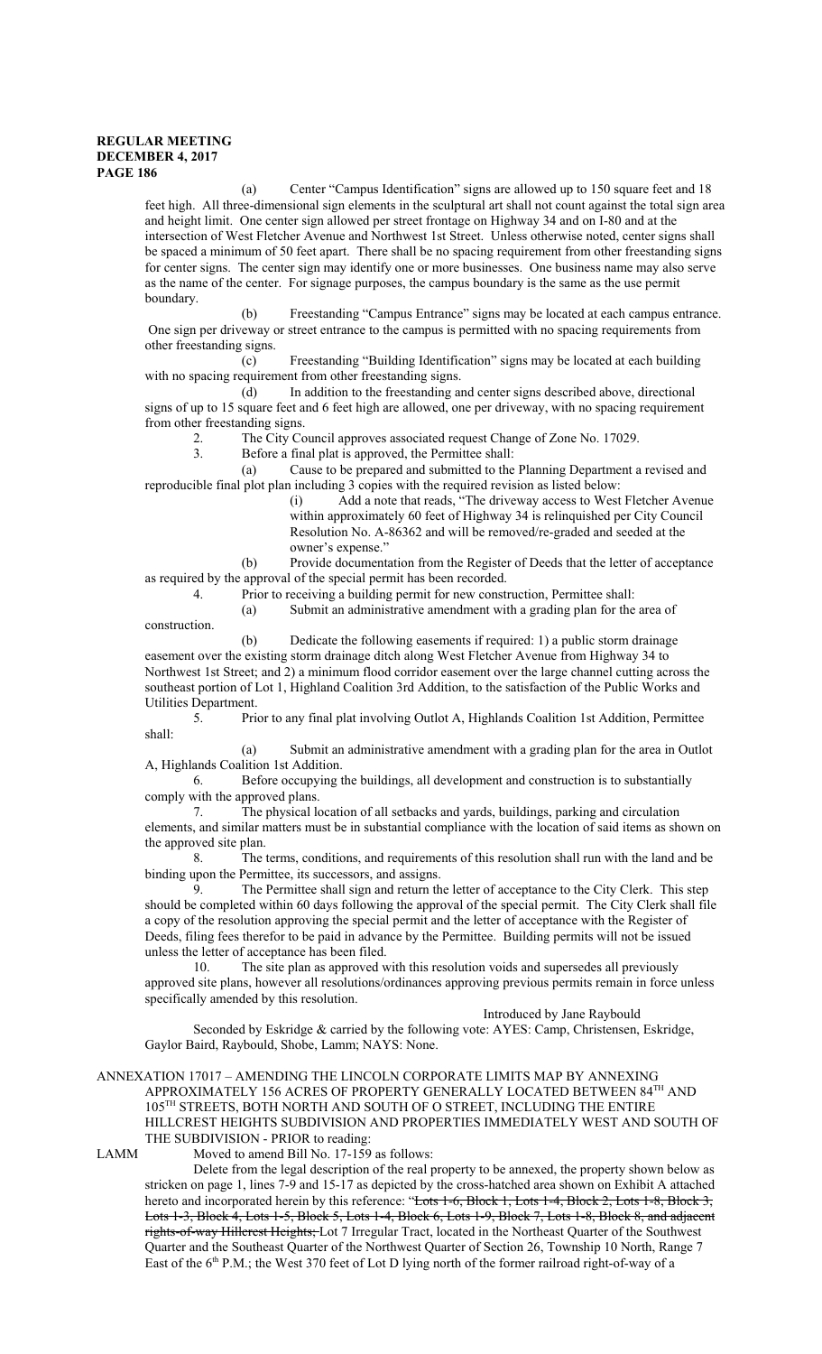(a) Center "Campus Identification" signs are allowed up to 150 square feet and 18 feet high. All three-dimensional sign elements in the sculptural art shall not count against the total sign area and height limit. One center sign allowed per street frontage on Highway 34 and on I-80 and at the intersection of West Fletcher Avenue and Northwest 1st Street. Unless otherwise noted, center signs shall be spaced a minimum of 50 feet apart. There shall be no spacing requirement from other freestanding signs for center signs. The center sign may identify one or more businesses. One business name may also serve as the name of the center. For signage purposes, the campus boundary is the same as the use permit boundary.

(b) Freestanding "Campus Entrance" signs may be located at each campus entrance. One sign per driveway or street entrance to the campus is permitted with no spacing requirements from other freestanding signs.

(c) Freestanding "Building Identification" signs may be located at each building with no spacing requirement from other freestanding signs.

(d) In addition to the freestanding and center signs described above, directional signs of up to 15 square feet and 6 feet high are allowed, one per driveway, with no spacing requirement from other freestanding signs.

2. The City Council approves associated request Change of Zone No. 17029.

3. Before a final plat is approved, the Permittee shall:

(a) Cause to be prepared and submitted to the Planning Department a revised and reproducible final plot plan including 3 copies with the required revision as listed below:

(i) Add a note that reads, "The driveway access to West Fletcher Avenue within approximately 60 feet of Highway 34 is relinquished per City Council Resolution No. A-86362 and will be removed/re-graded and seeded at the owner's expense."

(b) Provide documentation from the Register of Deeds that the letter of acceptance as required by the approval of the special permit has been recorded.

4. Prior to receiving a building permit for new construction, Permittee shall:

(a) Submit an administrative amendment with a grading plan for the area of construction.

(b) Dedicate the following easements if required: 1) a public storm drainage easement over the existing storm drainage ditch along West Fletcher Avenue from Highway 34 to Northwest 1st Street; and 2) a minimum flood corridor easement over the large channel cutting across the southeast portion of Lot 1, Highland Coalition 3rd Addition, to the satisfaction of the Public Works and Utilities Department.

5. Prior to any final plat involving Outlot A, Highlands Coalition 1st Addition, Permittee shall:

(a) Submit an administrative amendment with a grading plan for the area in Outlot A, Highlands Coalition 1st Addition.

6. Before occupying the buildings, all development and construction is to substantially comply with the approved plans.

7. The physical location of all setbacks and yards, buildings, parking and circulation elements, and similar matters must be in substantial compliance with the location of said items as shown on the approved site plan.

8. The terms, conditions, and requirements of this resolution shall run with the land and be binding upon the Permittee, its successors, and assigns.

9. The Permittee shall sign and return the letter of acceptance to the City Clerk. This step should be completed within 60 days following the approval of the special permit. The City Clerk shall file a copy of the resolution approving the special permit and the letter of acceptance with the Register of Deeds, filing fees therefor to be paid in advance by the Permittee. Building permits will not be issued unless the letter of acceptance has been filed.

10. The site plan as approved with this resolution voids and supersedes all previously approved site plans, however all resolutions/ordinances approving previous permits remain in force unless specifically amended by this resolution.

Introduced by Jane Raybould

Seconded by Eskridge & carried by the following vote: AYES: Camp, Christensen, Eskridge, Gaylor Baird, Raybould, Shobe, Lamm; NAYS: None.

ANNEXATION 17017 – AMENDING THE LINCOLN CORPORATE LIMITS MAP BY ANNEXING APPROXIMATELY 156 ACRES OF PROPERTY GENERALLY LOCATED BETWEEN 84TH AND 105TH STREETS, BOTH NORTH AND SOUTH OF O STREET, INCLUDING THE ENTIRE HILLCREST HEIGHTS SUBDIVISION AND PROPERTIES IMMEDIATELY WEST AND SOUTH OF THE SUBDIVISION - PRIOR to reading:

LAMM Moved to amend Bill No. 17-159 as follows:

Delete from the legal description of the real property to be annexed, the property shown below as stricken on page 1, lines 7-9 and 15-17 as depicted by the cross-hatched area shown on Exhibit A attached hereto and incorporated herein by this reference: "~~Lots 1-6, Block 1, Lots 1-4, Block 2, Lots 1-8, Block 3, Lots 1-3, Block 4, Lots 1-5, Block 5, Lots 1-4, Block 6, Lots 1-9, Block 7, Lots 1-8, Block 8, and adjacent rights-of-way Hillcrest Heights;~~ Lot 7 Irregular Tract, located in the Northeast Quarter of the Southwest Quarter and the Southeast Quarter of the Northwest Quarter of Section 26, Township 10 North, Range 7 East of the 6th P.M.; the West 370 feet of Lot D lying north of the former railroad right-of-way of a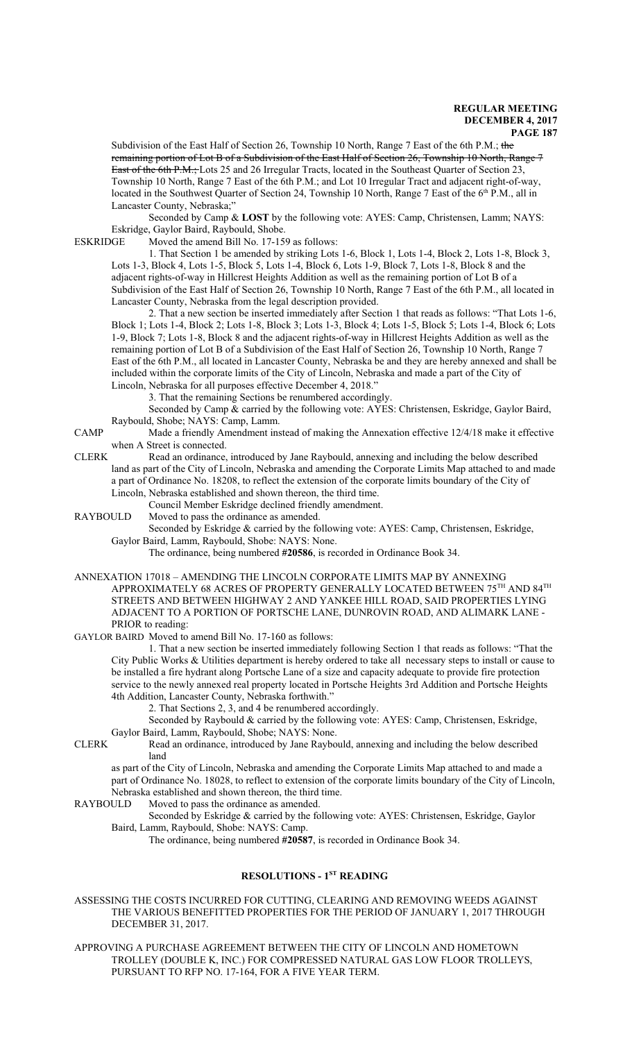Subdivision of the East Half of Section 26, Township 10 North, Range 7 East of the 6th P.M.; ~~the remaining portion of Lot B of a Subdivision of the East Half of Section 26, Township 10 North, Range 7 East of the 6th P.M.;~~ Lots 25 and 26 Irregular Tracts, located in the Southeast Quarter of Section 23, Township 10 North, Range 7 East of the 6th P.M.; and Lot 10 Irregular Tract and adjacent right-of-way, located in the Southwest Quarter of Section 24, Township 10 North, Range 7 East of the 6th P.M., all in Lancaster County, Nebraska;"

Seconded by Camp & **LOST** by the following vote: AYES: Camp, Christensen, Lamm; NAYS: Eskridge, Gaylor Baird, Raybould, Shobe.

ESKRIDGE Moved the amend Bill No. 17-159 as follows:

1. That Section 1 be amended by striking Lots 1-6, Block 1, Lots 1-4, Block 2, Lots 1-8, Block 3, Lots 1-3, Block 4, Lots 1-5, Block 5, Lots 1-4, Block 6, Lots 1-9, Block 7, Lots 1-8, Block 8 and the adjacent rights-of-way in Hillcrest Heights Addition as well as the remaining portion of Lot B of a Subdivision of the East Half of Section 26, Township 10 North, Range 7 East of the 6th P.M., all located in Lancaster County, Nebraska from the legal description provided.

2. That a new section be inserted immediately after Section 1 that reads as follows: "That Lots 1-6, Block 1; Lots 1-4, Block 2; Lots 1-8, Block 3; Lots 1-3, Block 4; Lots 1-5, Block 5; Lots 1-4, Block 6; Lots 1-9, Block 7; Lots 1-8, Block 8 and the adjacent rights-of-way in Hillcrest Heights Addition as well as the remaining portion of Lot B of a Subdivision of the East Half of Section 26, Township 10 North, Range 7 East of the 6th P.M., all located in Lancaster County, Nebraska be and they are hereby annexed and shall be included within the corporate limits of the City of Lincoln, Nebraska and made a part of the City of Lincoln, Nebraska for all purposes effective December 4, 2018."

3. That the remaining Sections be renumbered accordingly.

Seconded by Camp & carried by the following vote: AYES: Christensen, Eskridge, Gaylor Baird, Raybould, Shobe; NAYS: Camp, Lamm.

CAMP Made a friendly Amendment instead of making the Annexation effective 12/4/18 make it effective when A Street is connected.

CLERK Read an ordinance, introduced by Jane Raybould, annexing and including the below described land as part of the City of Lincoln, Nebraska and amending the Corporate Limits Map attached to and made a part of Ordinance No. 18208, to reflect the extension of the corporate limits boundary of the City of Lincoln, Nebraska established and shown thereon, the third time.

Council Member Eskridge declined friendly amendment.

RAYBOULD Moved to pass the ordinance as amended.

Seconded by Eskridge & carried by the following vote: AYES: Camp, Christensen, Eskridge, Gaylor Baird, Lamm, Raybould, Shobe: NAYS: None.

The ordinance, being numbered **#20586**, is recorded in Ordinance Book 34.

ANNEXATION 17018 – AMENDING THE LINCOLN CORPORATE LIMITS MAP BY ANNEXING APPROXIMATELY 68 ACRES OF PROPERTY GENERALLY LOCATED BETWEEN 75TH AND 84TH STREETS AND BETWEEN HIGHWAY 2 AND YANKEE HILL ROAD, SAID PROPERTIES LYING ADJACENT TO A PORTION OF PORTSCHE LANE, DUNROVIN ROAD, AND ALIMARK LANE - PRIOR to reading:

GAYLOR BAIRD Moved to amend Bill No. 17-160 as follows:

1. That a new section be inserted immediately following Section 1 that reads as follows: "That the City Public Works & Utilities department is hereby ordered to take all necessary steps to install or cause to be installed a fire hydrant along Portsche Lane of a size and capacity adequate to provide fire protection service to the newly annexed real property located in Portsche Heights 3rd Addition and Portsche Heights 4th Addition, Lancaster County, Nebraska forthwith."

2. That Sections 2, 3, and 4 be renumbered accordingly.

Seconded by Raybould & carried by the following vote: AYES: Camp, Christensen, Eskridge, Gaylor Baird, Lamm, Raybould, Shobe; NAYS: None.

CLERK Read an ordinance, introduced by Jane Raybould, annexing and including the below described land as part of the City of Lincoln, Nebraska and amending the Corporate Limits Map attached to and made a part of Ordinance No. 18028, to reflect to extension of the corporate limits boundary of the City of Lincoln, Nebraska established and shown thereon, the third time.

RAYBOULD Moved to pass the ordinance as amended.

Seconded by Eskridge & carried by the following vote: AYES: Christensen, Eskridge, Gaylor Baird, Lamm, Raybould, Shobe: NAYS: Camp.

The ordinance, being numbered **#20587**, is recorded in Ordinance Book 34.

## RESOLUTIONS - 1ST READING

ASSESSING THE COSTS INCURRED FOR CUTTING, CLEARING AND REMOVING WEEDS AGAINST THE VARIOUS BENEFITTED PROPERTIES FOR THE PERIOD OF JANUARY 1, 2017 THROUGH DECEMBER 31, 2017.

APPROVING A PURCHASE AGREEMENT BETWEEN THE CITY OF LINCOLN AND HOMETOWN TROLLEY (DOUBLE K, INC.) FOR COMPRESSED NATURAL GAS LOW FLOOR TROLLEYS, PURSUANT TO RFP NO. 17-164, FOR A FIVE YEAR TERM.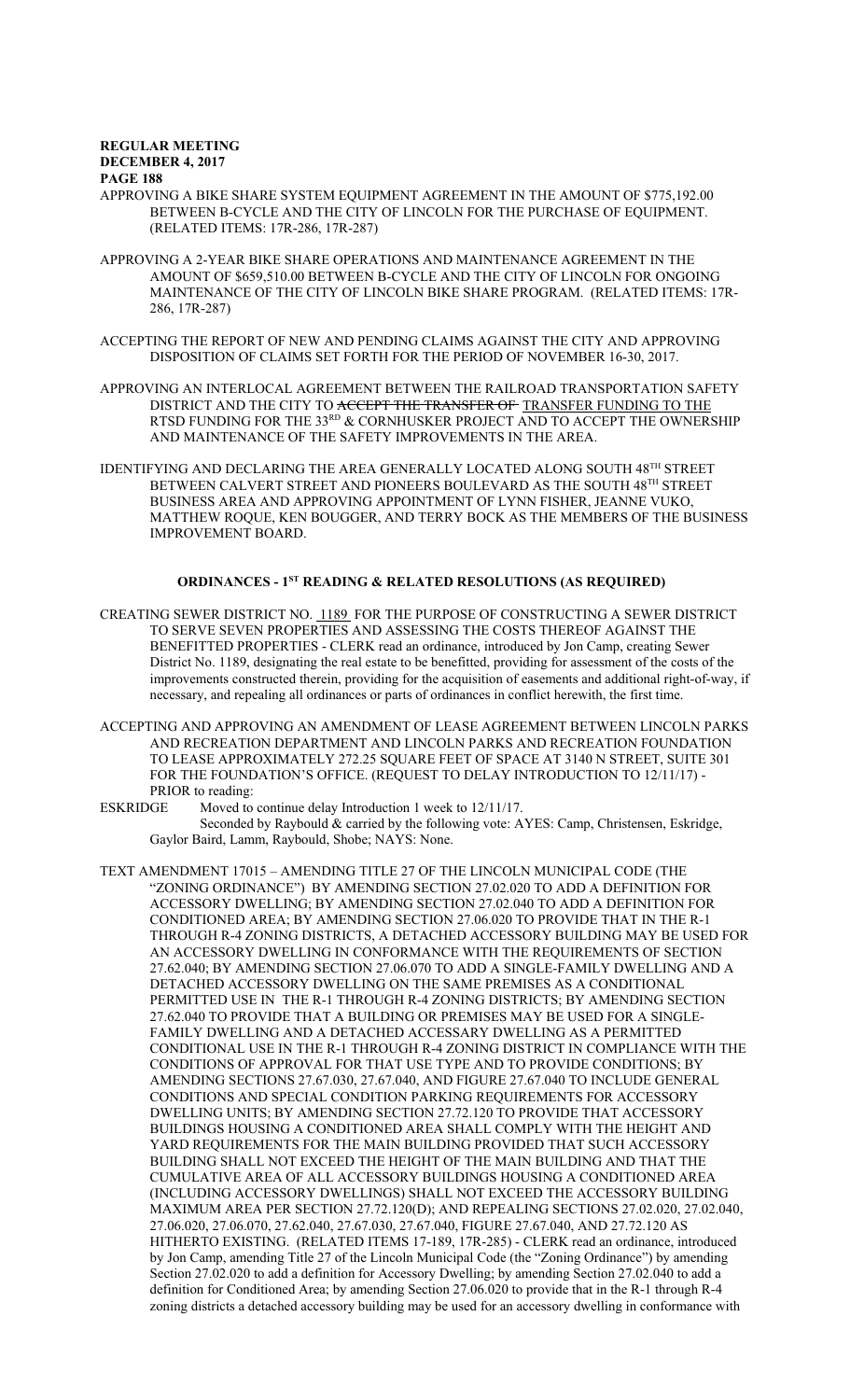APPROVING A BIKE SHARE SYSTEM EQUIPMENT AGREEMENT IN THE AMOUNT OF $775,192.00 BETWEEN B-CYCLE AND THE CITY OF LINCOLN FOR THE PURCHASE OF EQUIPMENT. (RELATED ITEMS: 17R-286, 17R-287)

APPROVING A 2-YEAR BIKE SHARE OPERATIONS AND MAINTENANCE AGREEMENT IN THE AMOUNT OF $659,510.00 BETWEEN B-CYCLE AND THE CITY OF LINCOLN FOR ONGOING MAINTENANCE OF THE CITY OF LINCOLN BIKE SHARE PROGRAM. (RELATED ITEMS: 17R-286, 17R-287)

ACCEPTING THE REPORT OF NEW AND PENDING CLAIMS AGAINST THE CITY AND APPROVING DISPOSITION OF CLAIMS SET FORTH FOR THE PERIOD OF NOVEMBER 16-30, 2017.

APPROVING AN INTERLOCAL AGREEMENT BETWEEN THE RAILROAD TRANSPORTATION SAFETY DISTRICT AND THE CITY TO ~~ACCEPT THE TRANSFER OF~~ TRANSFER FUNDING TO THE RTSD FUNDING FOR THE 33RD & CORNHUSKER PROJECT AND TO ACCEPT THE OWNERSHIP AND MAINTENANCE OF THE SAFETY IMPROVEMENTS IN THE AREA.

IDENTIFYING AND DECLARING THE AREA GENERALLY LOCATED ALONG SOUTH 48TH STREET BETWEEN CALVERT STREET AND PIONEERS BOULEVARD AS THE SOUTH 48TH STREET BUSINESS AREA AND APPROVING APPOINTMENT OF LYNN FISHER, JEANNE VUKO, MATTHEW ROQUE, KEN BOUGGER, AND TERRY BOCK AS THE MEMBERS OF THE BUSINESS IMPROVEMENT BOARD.

## ORDINANCES - 1ST READING & RELATED RESOLUTIONS (AS REQUIRED)

CREATING SEWER DISTRICT NO. 1189 FOR THE PURPOSE OF CONSTRUCTING A SEWER DISTRICT TO SERVE SEVEN PROPERTIES AND ASSESSING THE COSTS THEREOF AGAINST THE BENEFITTED PROPERTIES - CLERK read an ordinance, introduced by Jon Camp, creating Sewer District No. 1189, designating the real estate to be benefitted, providing for assessment of the costs of the improvements constructed therein, providing for the acquisition of easements and additional right-of-way, if necessary, and repealing all ordinances or parts of ordinances in conflict herewith, the first time.

ACCEPTING AND APPROVING AN AMENDMENT OF LEASE AGREEMENT BETWEEN LINCOLN PARKS AND RECREATION DEPARTMENT AND LINCOLN PARKS AND RECREATION FOUNDATION TO LEASE APPROXIMATELY 272.25 SQUARE FEET OF SPACE AT 3140 N STREET, SUITE 301 FOR THE FOUNDATION'S OFFICE. (REQUEST TO DELAY INTRODUCTION TO 12/11/17) - PRIOR to reading:

ESKRIDGE Moved to continue delay Introduction 1 week to 12/11/17.
Seconded by Raybould & carried by the following vote: AYES: Camp, Christensen, Eskridge, Gaylor Baird, Lamm, Raybould, Shobe; NAYS: None.

TEXT AMENDMENT 17015 – AMENDING TITLE 27 OF THE LINCOLN MUNICIPAL CODE (THE "ZONING ORDINANCE") BY AMENDING SECTION 27.02.020 TO ADD A DEFINITION FOR ACCESSORY DWELLING; BY AMENDING SECTION 27.02.040 TO ADD A DEFINITION FOR CONDITIONED AREA; BY AMENDING SECTION 27.06.020 TO PROVIDE THAT IN THE R-1 THROUGH R-4 ZONING DISTRICTS, A DETACHED ACCESSORY BUILDING MAY BE USED FOR AN ACCESSORY DWELLING IN CONFORMANCE WITH THE REQUIREMENTS OF SECTION 27.62.040; BY AMENDING SECTION 27.06.070 TO ADD A SINGLE-FAMILY DWELLING AND A DETACHED ACCESSORY DWELLING ON THE SAME PREMISES AS A CONDITIONAL PERMITTED USE IN THE R-1 THROUGH R-4 ZONING DISTRICTS; BY AMENDING SECTION 27.62.040 TO PROVIDE THAT A BUILDING OR PREMISES MAY BE USED FOR A SINGLE-FAMILY DWELLING AND A DETACHED ACCESSARY DWELLING AS A PERMITTED CONDITIONAL USE IN THE R-1 THROUGH R-4 ZONING DISTRICT IN COMPLIANCE WITH THE CONDITIONS OF APPROVAL FOR THAT USE TYPE AND TO PROVIDE CONDITIONS; BY AMENDING SECTIONS 27.67.030, 27.67.040, AND FIGURE 27.67.040 TO INCLUDE GENERAL CONDITIONS AND SPECIAL CONDITION PARKING REQUIREMENTS FOR ACCESSORY DWELLING UNITS; BY AMENDING SECTION 27.72.120 TO PROVIDE THAT ACCESSORY BUILDINGS HOUSING A CONDITIONED AREA SHALL COMPLY WITH THE HEIGHT AND YARD REQUIREMENTS FOR THE MAIN BUILDING PROVIDED THAT SUCH ACCESSORY BUILDING SHALL NOT EXCEED THE HEIGHT OF THE MAIN BUILDING AND THAT THE CUMULATIVE AREA OF ALL ACCESSORY BUILDINGS HOUSING A CONDITIONED AREA (INCLUDING ACCESSORY DWELLINGS) SHALL NOT EXCEED THE ACCESSORY BUILDING MAXIMUM AREA PER SECTION 27.72.120(D); AND REPEALING SECTIONS 27.02.020, 27.02.040, 27.06.020, 27.06.070, 27.62.040, 27.67.030, 27.67.040, FIGURE 27.67.040, AND 27.72.120 AS HITHERTO EXISTING. (RELATED ITEMS 17-189, 17R-285) - CLERK read an ordinance, introduced by Jon Camp, amending Title 27 of the Lincoln Municipal Code (the "Zoning Ordinance") by amending Section 27.02.020 to add a definition for Accessory Dwelling; by amending Section 27.02.040 to add a definition for Conditioned Area; by amending Section 27.06.020 to provide that in the R-1 through R-4 zoning districts a detached accessory building may be used for an accessory dwelling in conformance with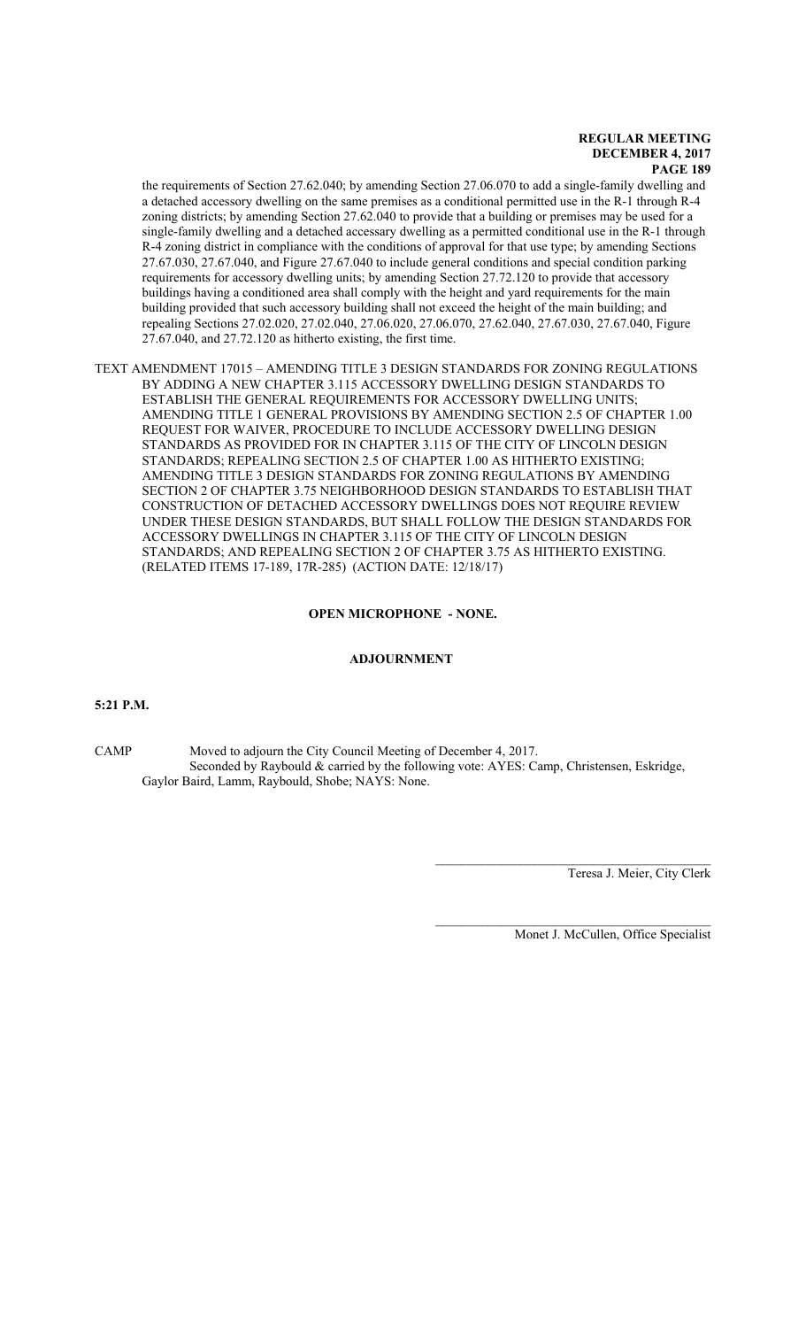the requirements of Section 27.62.040; by amending Section 27.06.070 to add a single-family dwelling and a detached accessory dwelling on the same premises as a conditional permitted use in the R-1 through R-4 zoning districts; by amending Section 27.62.040 to provide that a building or premises may be used for a single-family dwelling and a detached accessary dwelling as a permitted conditional use in the R-1 through R-4 zoning district in compliance with the conditions of approval for that use type; by amending Sections 27.67.030, 27.67.040, and Figure 27.67.040 to include general conditions and special condition parking requirements for accessory dwelling units; by amending Section 27.72.120 to provide that accessory buildings having a conditioned area shall comply with the height and yard requirements for the main building provided that such accessory building shall not exceed the height of the main building; and repealing Sections 27.02.020, 27.02.040, 27.06.020, 27.06.070, 27.62.040, 27.67.030, 27.67.040, Figure 27.67.040, and 27.72.120 as hitherto existing, the first time.

TEXT AMENDMENT 17015 – AMENDING TITLE 3 DESIGN STANDARDS FOR ZONING REGULATIONS BY ADDING A NEW CHAPTER 3.115 ACCESSORY DWELLING DESIGN STANDARDS TO ESTABLISH THE GENERAL REQUIREMENTS FOR ACCESSORY DWELLING UNITS; AMENDING TITLE 1 GENERAL PROVISIONS BY AMENDING SECTION 2.5 OF CHAPTER 1.00 REQUEST FOR WAIVER, PROCEDURE TO INCLUDE ACCESSORY DWELLING DESIGN STANDARDS AS PROVIDED FOR IN CHAPTER 3.115 OF THE CITY OF LINCOLN DESIGN STANDARDS; REPEALING SECTION 2.5 OF CHAPTER 1.00 AS HITHERTO EXISTING; AMENDING TITLE 3 DESIGN STANDARDS FOR ZONING REGULATIONS BY AMENDING SECTION 2 OF CHAPTER 3.75 NEIGHBORHOOD DESIGN STANDARDS TO ESTABLISH THAT CONSTRUCTION OF DETACHED ACCESSORY DWELLINGS DOES NOT REQUIRE REVIEW UNDER THESE DESIGN STANDARDS, BUT SHALL FOLLOW THE DESIGN STANDARDS FOR ACCESSORY DWELLINGS IN CHAPTER 3.115 OF THE CITY OF LINCOLN DESIGN STANDARDS; AND REPEALING SECTION 2 OF CHAPTER 3.75 AS HITHERTO EXISTING. (RELATED ITEMS 17-189, 17R-285) (ACTION DATE: 12/18/17)

**OPEN MICROPHONE - NONE.**

**ADJOURNMENT**

**5:21 P.M.**

CAMP Moved to adjourn the City Council Meeting of December 4, 2017.
Seconded by Raybould & carried by the following vote: AYES: Camp, Christensen, Eskridge, Gaylor Baird, Lamm, Raybould, Shobe; NAYS: None.

\_\_\_\_\_\_\_\_\_\_\_\_\_\_\_\_\_\_\_\_\_\_\_\_\_\_\_\_\_\_\_\_\_\_\_\_\_\_\_\_\_\_\_\_

Teresa J. Meier, City Clerk

\_\_\_\_\_\_\_\_\_\_\_\_\_\_\_\_\_\_\_\_\_\_\_\_\_\_\_\_\_\_\_\_\_\_\_\_\_\_\_\_\_\_\_\_

Monet J. McCullen, Office Specialist